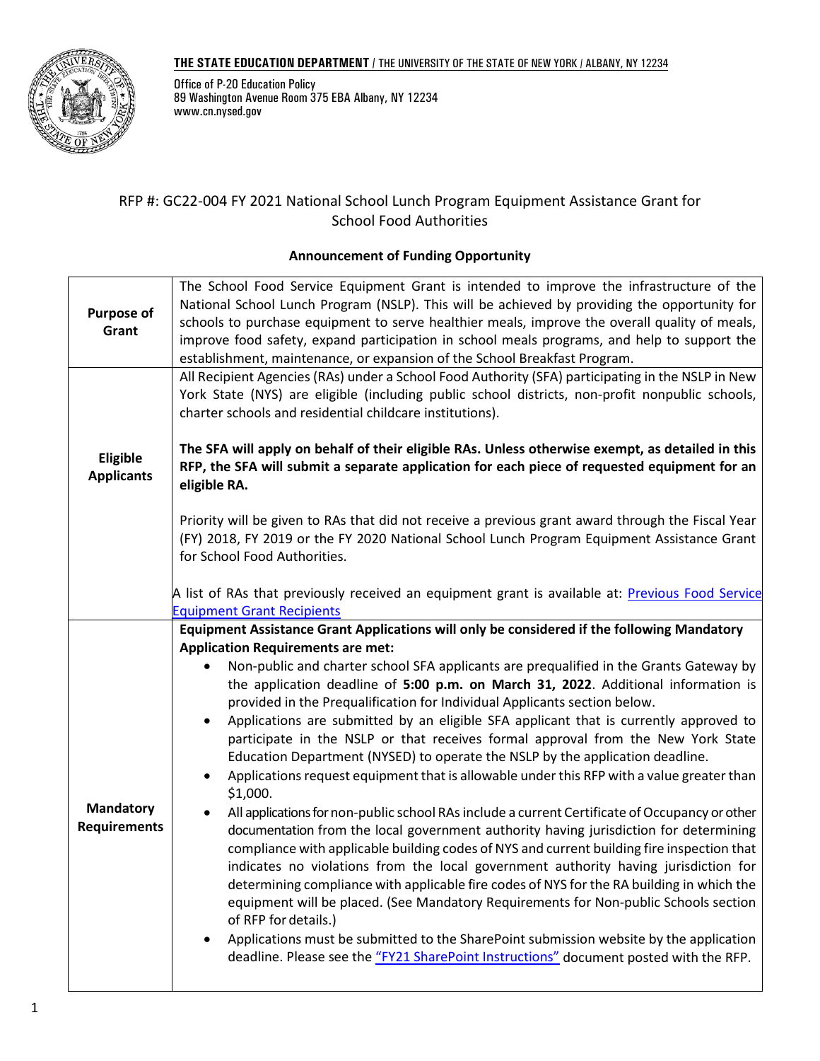**THE STATE EDUCATION DEPARTMENT** / THE UNIVERSITY OF THE STATE OF NEW YORK / ALBANY, NY 12234

Office of P-20 Education Policy
89 Washington Avenue Room 375 EBA Albany, NY 12234
www.cn.nysed.gov

# RFP #: GC22-004 FY 2021 National School Lunch Program Equipment Assistance Grant for School Food Authorities

## Announcement of Funding Opportunity

| | |
|---|---|
| **Purpose of Grant** | The School Food Service Equipment Grant is intended to improve the infrastructure of the National School Lunch Program (NSLP). This will be achieved by providing the opportunity for schools to purchase equipment to serve healthier meals, improve the overall quality of meals, improve food safety, expand participation in school meals programs, and help to support the establishment, maintenance, or expansion of the School Breakfast Program. |
| **Eligible Applicants** | All Recipient Agencies (RAs) under a School Food Authority (SFA) participating in the NSLP in New York State (NYS) are eligible (including public school districts, non-profit nonpublic schools, charter schools and residential childcare institutions).<br><br>**The SFA will apply on behalf of their eligible RAs. Unless otherwise exempt, as detailed in this RFP, the SFA will submit a separate application for each piece of requested equipment for an eligible RA.**<br><br>Priority will be given to RAs that did not receive a previous grant award through the Fiscal Year (FY) 2018, FY 2019 or the FY 2020 National School Lunch Program Equipment Assistance Grant for School Food Authorities.<br><br>A list of RAs that previously received an equipment grant is available at: Previous Food Service Equipment Grant Recipients |
| **Mandatory Requirements** | **Equipment Assistance Grant Applications will only be considered if the following Mandatory Application Requirements are met:**<br>• Non-public and charter school SFA applicants are prequalified in the Grants Gateway by the application deadline of **5:00 p.m. on March 31, 2022**. Additional information is provided in the Prequalification for Individual Applicants section below.<br>• Applications are submitted by an eligible SFA applicant that is currently approved to participate in the NSLP or that receives formal approval from the New York State Education Department (NYSED) to operate the NSLP by the application deadline.<br>• Applications request equipment that is allowable under this RFP with a value greater than $1,000.<br>• All applications for non-public school RAs include a current Certificate of Occupancy or other documentation from the local government authority having jurisdiction for determining compliance with applicable building codes of NYS and current building fire inspection that indicates no violations from the local government authority having jurisdiction for determining compliance with applicable fire codes of NYS for the RA building in which the equipment will be placed. (See Mandatory Requirements for Non-public Schools section of RFP for details.)<br>• Applications must be submitted to the SharePoint submission website by the application deadline. Please see the "FY21 SharePoint Instructions" document posted with the RFP. |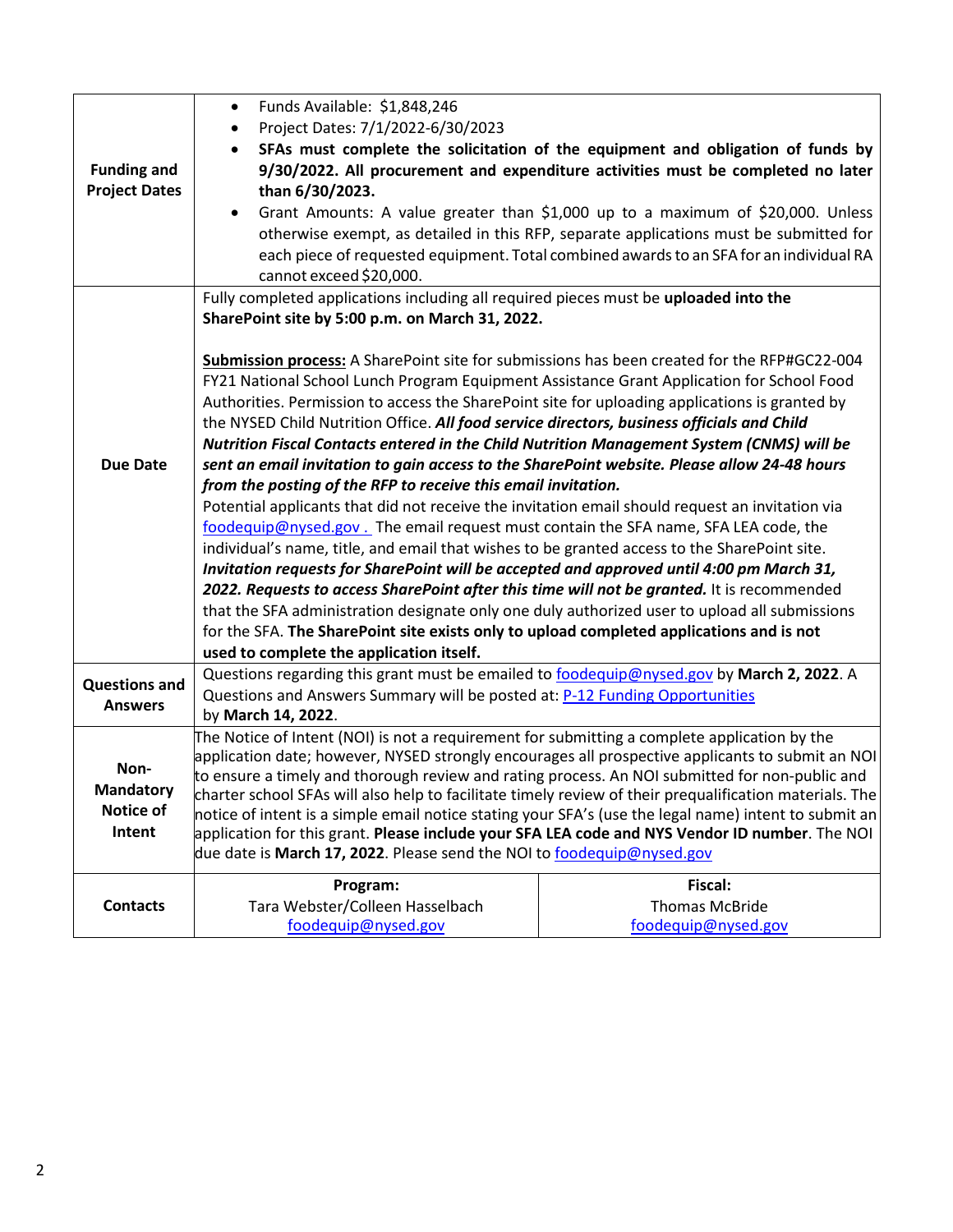| | | |
|---|---|---|
| **Funding and Project Dates** | • Funds Available: $1,848,246<br>• Project Dates: 7/1/2022-6/30/2023<br>• **SFAs must complete the solicitation of the equipment and obligation of funds by 9/30/2022. All procurement and expenditure activities must be completed no later than 6/30/2023.**<br>• Grant Amounts: A value greater than $1,000 up to a maximum of $20,000. Unless otherwise exempt, as detailed in this RFP, separate applications must be submitted for each piece of requested equipment. Total combined awards to an SFA for an individual RA cannot exceed $20,000. | |
| **Due Date** | Fully completed applications including all required pieces must be **uploaded into the SharePoint site by 5:00 p.m. on March 31, 2022.**<br><br>**Submission process:** A SharePoint site for submissions has been created for the RFP#GC22-004 FY21 National School Lunch Program Equipment Assistance Grant Application for School Food Authorities. Permission to access the SharePoint site for uploading applications is granted by the NYSED Child Nutrition Office. ***All food service directors, business officials and Child Nutrition Fiscal Contacts entered in the Child Nutrition Management System (CNMS) will be sent an email invitation to gain access to the SharePoint website. Please allow 24-48 hours from the posting of the RFP to receive this email invitation.***<br>Potential applicants that did not receive the invitation email should request an invitation via foodequip@nysed.gov . The email request must contain the SFA name, SFA LEA code, the individual's name, title, and email that wishes to be granted access to the SharePoint site. ***Invitation requests for SharePoint will be accepted and approved until 4:00 pm March 31, 2022. Requests to access SharePoint after this time will not be granted.*** It is recommended that the SFA administration designate only one duly authorized user to upload all submissions for the SFA. **The SharePoint site exists only to upload completed applications and is not used to complete the application itself.** | |
| **Questions and Answers** | Questions regarding this grant must be emailed to foodequip@nysed.gov by **March 2, 2022**. A Questions and Answers Summary will be posted at: P-12 Funding Opportunities by **March 14, 2022**. | |
| **Non-Mandatory Notice of Intent** | The Notice of Intent (NOI) is not a requirement for submitting a complete application by the application date; however, NYSED strongly encourages all prospective applicants to submit an NOI to ensure a timely and thorough review and rating process. An NOI submitted for non-public and charter school SFAs will also help to facilitate timely review of their prequalification materials. The notice of intent is a simple email notice stating your SFA's (use the legal name) intent to submit an application for this grant. **Please include your SFA LEA code and NYS Vendor ID number**. The NOI due date is **March 17, 2022**. Please send the NOI to foodequip@nysed.gov | |
| **Contacts** | **Program:**<br>Tara Webster/Colleen Hasselbach<br>foodequip@nysed.gov | **Fiscal:**<br>Thomas McBride<br>foodequip@nysed.gov |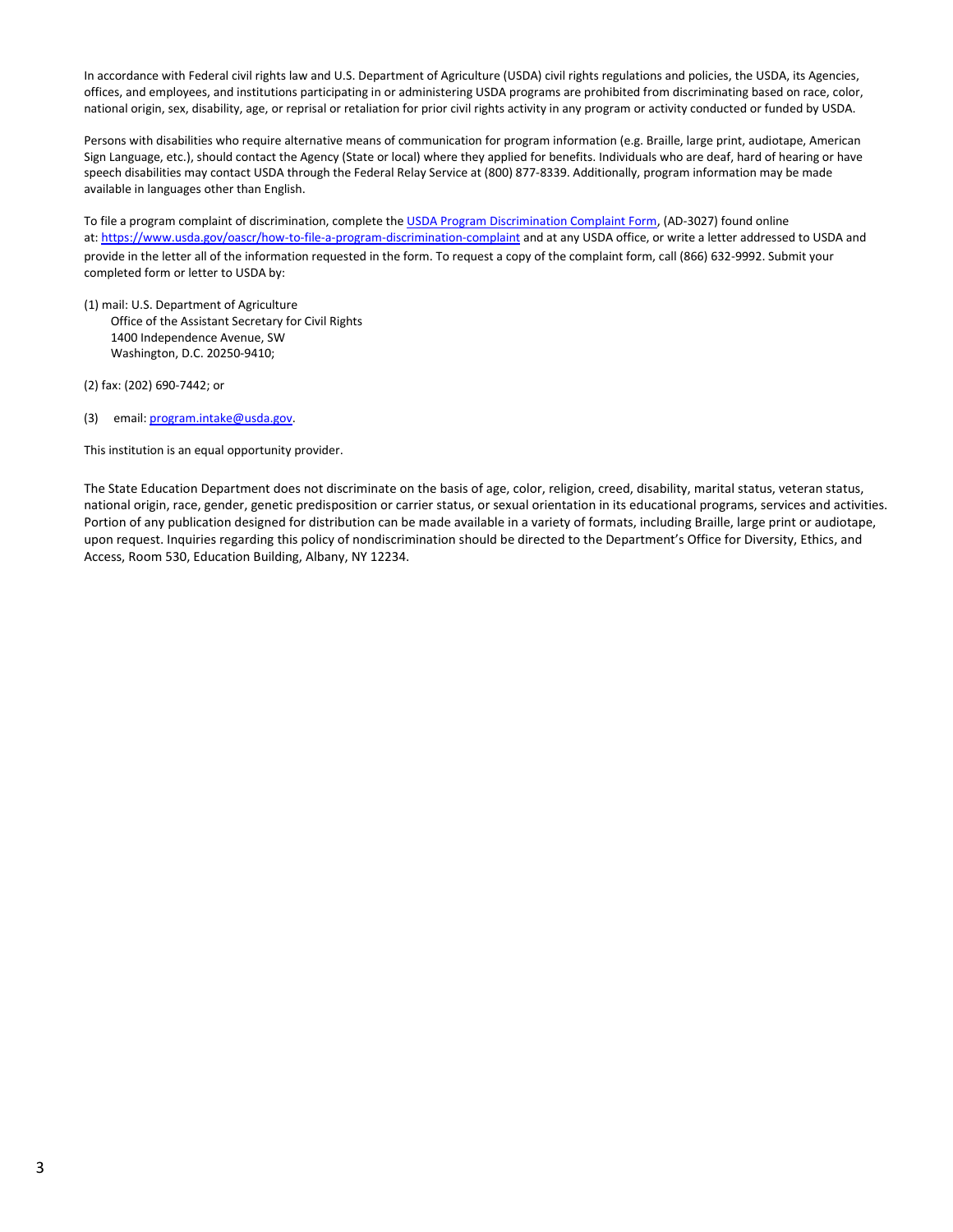In accordance with Federal civil rights law and U.S. Department of Agriculture (USDA) civil rights regulations and policies, the USDA, its Agencies, offices, and employees, and institutions participating in or administering USDA programs are prohibited from discriminating based on race, color, national origin, sex, disability, age, or reprisal or retaliation for prior civil rights activity in any program or activity conducted or funded by USDA.

Persons with disabilities who require alternative means of communication for program information (e.g. Braille, large print, audiotape, American Sign Language, etc.), should contact the Agency (State or local) where they applied for benefits. Individuals who are deaf, hard of hearing or have speech disabilities may contact USDA through the Federal Relay Service at (800) 877-8339. Additionally, program information may be made available in languages other than English.

To file a program complaint of discrimination, complete the [USDA Program Discrimination Complaint Form](https://www.usda.gov/oascr/how-to-file-a-program-discrimination-complaint), (AD-3027) found online at: https://www.usda.gov/oascr/how-to-file-a-program-discrimination-complaint and at any USDA office, or write a letter addressed to USDA and provide in the letter all of the information requested in the form. To request a copy of the complaint form, call (866) 632-9992. Submit your completed form or letter to USDA by:

(1) mail: U.S. Department of Agriculture
Office of the Assistant Secretary for Civil Rights
1400 Independence Avenue, SW
Washington, D.C. 20250-9410;

(2) fax: (202) 690-7442; or

(3) email: program.intake@usda.gov.

This institution is an equal opportunity provider.

The State Education Department does not discriminate on the basis of age, color, religion, creed, disability, marital status, veteran status, national origin, race, gender, genetic predisposition or carrier status, or sexual orientation in its educational programs, services and activities. Portion of any publication designed for distribution can be made available in a variety of formats, including Braille, large print or audiotape, upon request. Inquiries regarding this policy of nondiscrimination should be directed to the Department's Office for Diversity, Ethics, and Access, Room 530, Education Building, Albany, NY 12234.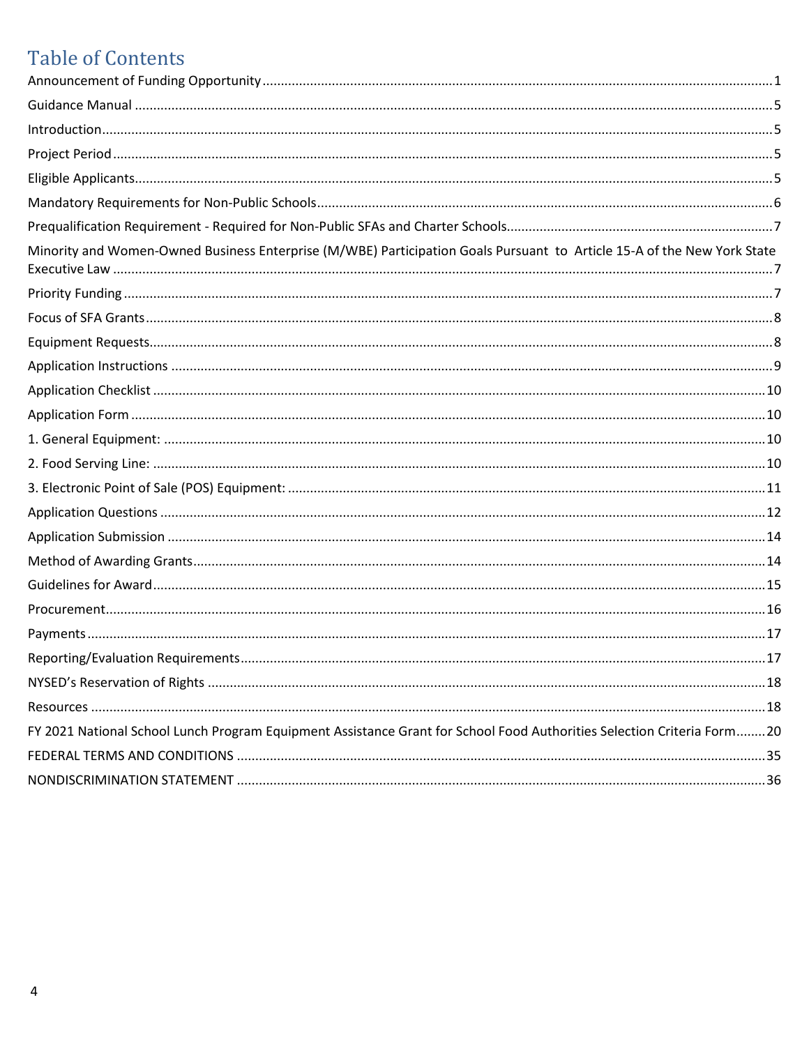# Table of Contents

Announcement of Funding Opportunity ........................................................ 1
Guidance Manual ........................................................ 5
Introduction ........................................................ 5
Project Period ........................................................ 5
Eligible Applicants ........................................................ 5
Mandatory Requirements for Non-Public Schools ........................................................ 6
Prequalification Requirement - Required for Non-Public SFAs and Charter Schools ........................................................ 7
Minority and Women-Owned Business Enterprise (M/WBE) Participation Goals Pursuant to Article 15-A of the New York State Executive Law ........................................................ 7
Priority Funding ........................................................ 7
Focus of SFA Grants ........................................................ 8
Equipment Requests ........................................................ 8
Application Instructions ........................................................ 9
Application Checklist ........................................................ 10
Application Form ........................................................ 10
1. General Equipment: ........................................................ 10
2. Food Serving Line: ........................................................ 10
3. Electronic Point of Sale (POS) Equipment: ........................................................ 11
Application Questions ........................................................ 12
Application Submission ........................................................ 14
Method of Awarding Grants ........................................................ 14
Guidelines for Award ........................................................ 15
Procurement ........................................................ 16
Payments ........................................................ 17
Reporting/Evaluation Requirements ........................................................ 17
NYSED's Reservation of Rights ........................................................ 18
Resources ........................................................ 18
FY 2021 National School Lunch Program Equipment Assistance Grant for School Food Authorities Selection Criteria Form ........ 20
FEDERAL TERMS AND CONDITIONS ........................................................ 35
NONDISCRIMINATION STATEMENT ........................................................ 36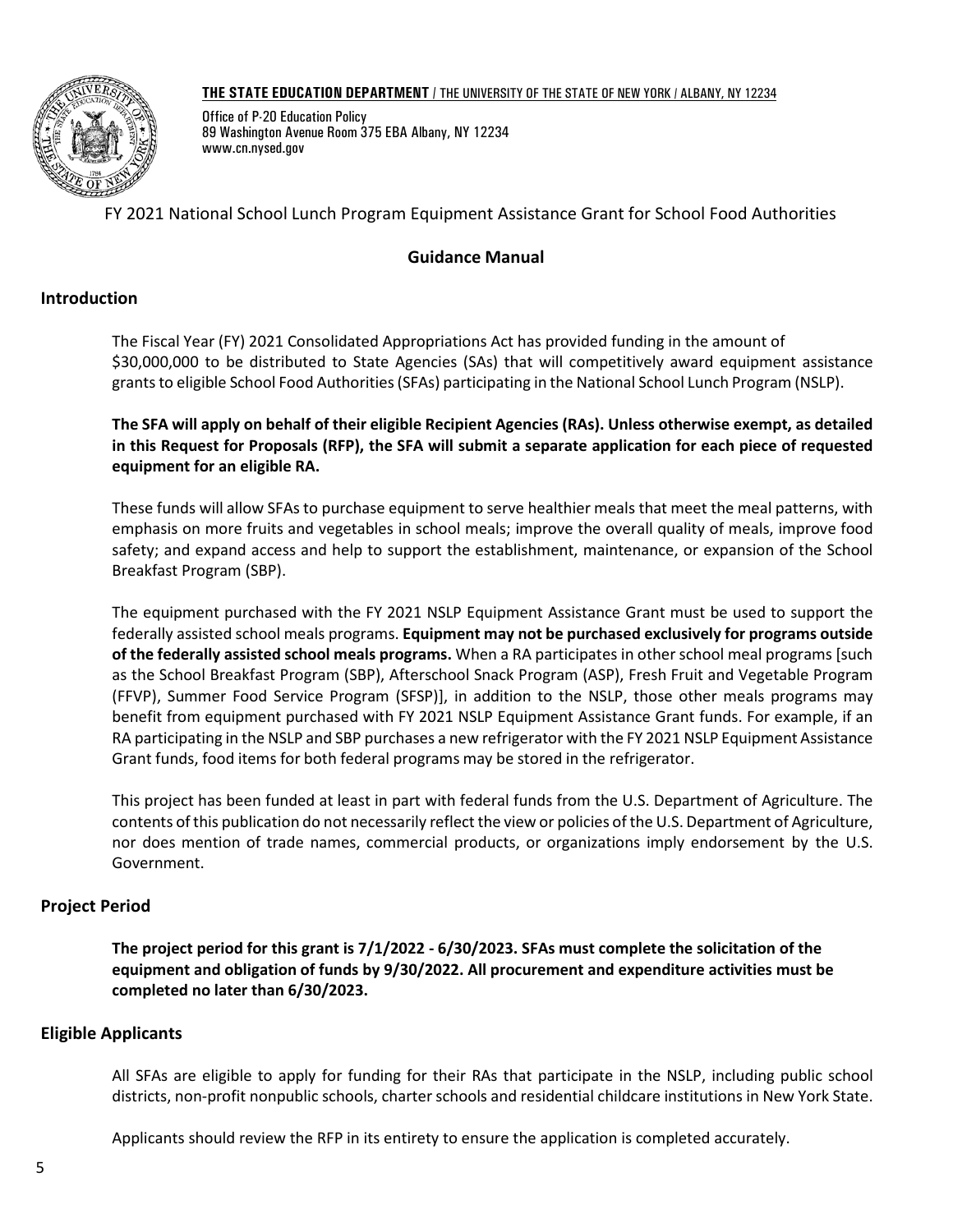**THE STATE EDUCATION DEPARTMENT** / THE UNIVERSITY OF THE STATE OF NEW YORK / ALBANY, NY 12234

Office of P-20 Education Policy
89 Washington Avenue Room 375 EBA Albany, NY 12234
www.cn.nysed.gov

FY 2021 National School Lunch Program Equipment Assistance Grant for School Food Authorities

# Guidance Manual

## Introduction

The Fiscal Year (FY) 2021 Consolidated Appropriations Act has provided funding in the amount of $30,000,000 to be distributed to State Agencies (SAs) that will competitively award equipment assistance grants to eligible School Food Authorities (SFAs) participating in the National School Lunch Program (NSLP).

**The SFA will apply on behalf of their eligible Recipient Agencies (RAs). Unless otherwise exempt, as detailed in this Request for Proposals (RFP), the SFA will submit a separate application for each piece of requested equipment for an eligible RA.**

These funds will allow SFAs to purchase equipment to serve healthier meals that meet the meal patterns, with emphasis on more fruits and vegetables in school meals; improve the overall quality of meals, improve food safety; and expand access and help to support the establishment, maintenance, or expansion of the School Breakfast Program (SBP).

The equipment purchased with the FY 2021 NSLP Equipment Assistance Grant must be used to support the federally assisted school meals programs. **Equipment may not be purchased exclusively for programs outside of the federally assisted school meals programs.** When a RA participates in other school meal programs [such as the School Breakfast Program (SBP), Afterschool Snack Program (ASP), Fresh Fruit and Vegetable Program (FFVP), Summer Food Service Program (SFSP)], in addition to the NSLP, those other meals programs may benefit from equipment purchased with FY 2021 NSLP Equipment Assistance Grant funds. For example, if an RA participating in the NSLP and SBP purchases a new refrigerator with the FY 2021 NSLP Equipment Assistance Grant funds, food items for both federal programs may be stored in the refrigerator.

This project has been funded at least in part with federal funds from the U.S. Department of Agriculture. The contents of this publication do not necessarily reflect the view or policies of the U.S. Department of Agriculture, nor does mention of trade names, commercial products, or organizations imply endorsement by the U.S. Government.

## Project Period

**The project period for this grant is 7/1/2022 - 6/30/2023. SFAs must complete the solicitation of the equipment and obligation of funds by 9/30/2022. All procurement and expenditure activities must be completed no later than 6/30/2023.**

## Eligible Applicants

All SFAs are eligible to apply for funding for their RAs that participate in the NSLP, including public school districts, non-profit nonpublic schools, charter schools and residential childcare institutions in New York State.

Applicants should review the RFP in its entirety to ensure the application is completed accurately.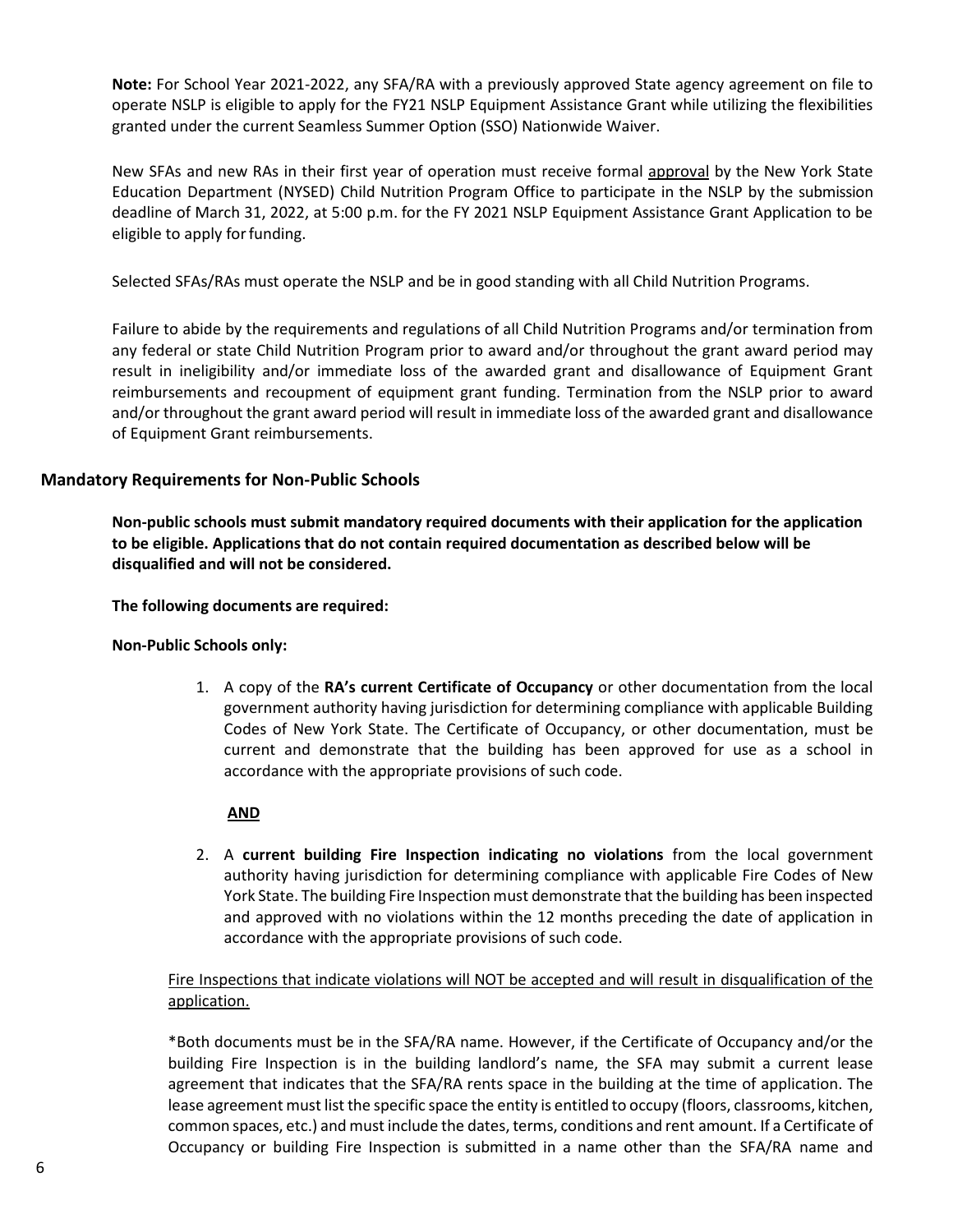**Note:** For School Year 2021-2022, any SFA/RA with a previously approved State agency agreement on file to operate NSLP is eligible to apply for the FY21 NSLP Equipment Assistance Grant while utilizing the flexibilities granted under the current Seamless Summer Option (SSO) Nationwide Waiver.

New SFAs and new RAs in their first year of operation must receive formal approval by the New York State Education Department (NYSED) Child Nutrition Program Office to participate in the NSLP by the submission deadline of March 31, 2022, at 5:00 p.m. for the FY 2021 NSLP Equipment Assistance Grant Application to be eligible to apply for funding.

Selected SFAs/RAs must operate the NSLP and be in good standing with all Child Nutrition Programs.

Failure to abide by the requirements and regulations of all Child Nutrition Programs and/or termination from any federal or state Child Nutrition Program prior to award and/or throughout the grant award period may result in ineligibility and/or immediate loss of the awarded grant and disallowance of Equipment Grant reimbursements and recoupment of equipment grant funding. Termination from the NSLP prior to award and/or throughout the grant award period will result in immediate loss of the awarded grant and disallowance of Equipment Grant reimbursements.

## Mandatory Requirements for Non-Public Schools

**Non-public schools must submit mandatory required documents with their application for the application to be eligible. Applications that do not contain required documentation as described below will be disqualified and will not be considered.**

**The following documents are required:**

**Non-Public Schools only:**

1. A copy of the **RA's current Certificate of Occupancy** or other documentation from the local government authority having jurisdiction for determining compliance with applicable Building Codes of New York State. The Certificate of Occupancy, or other documentation, must be current and demonstrate that the building has been approved for use as a school in accordance with the appropriate provisions of such code.

   **AND**

2. A **current building Fire Inspection indicating no violations** from the local government authority having jurisdiction for determining compliance with applicable Fire Codes of New York State. The building Fire Inspection must demonstrate that the building has been inspected and approved with no violations within the 12 months preceding the date of application in accordance with the appropriate provisions of such code.

Fire Inspections that indicate violations will NOT be accepted and will result in disqualification of the application.

*Both documents must be in the SFA/RA name. However, if the Certificate of Occupancy and/or the building Fire Inspection is in the building landlord's name, the SFA may submit a current lease agreement that indicates that the SFA/RA rents space in the building at the time of application. The lease agreement must list the specific space the entity is entitled to occupy (floors, classrooms, kitchen, common spaces, etc.) and must include the dates, terms, conditions and rent amount. If a Certificate of Occupancy or building Fire Inspection is submitted in a name other than the SFA/RA name and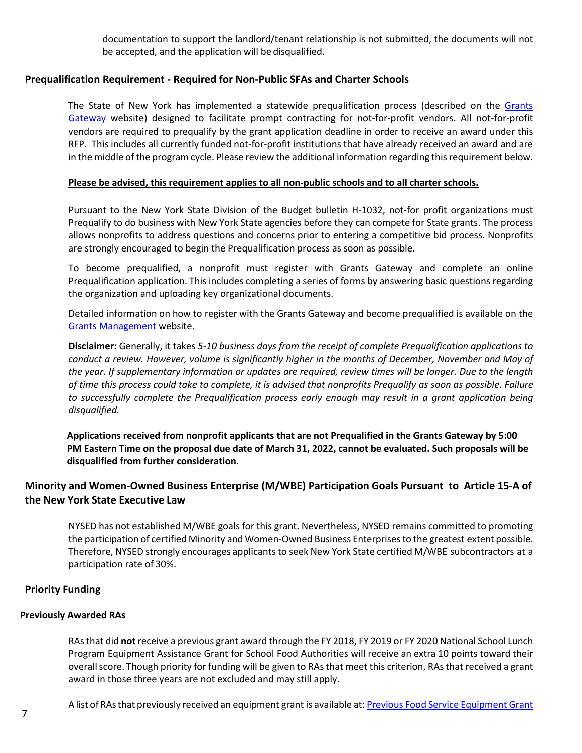documentation to support the landlord/tenant relationship is not submitted, the documents will not be accepted, and the application will be disqualified.

## Prequalification Requirement - Required for Non-Public SFAs and Charter Schools

The State of New York has implemented a statewide prequalification process (described on the [Grants Gateway](#) website) designed to facilitate prompt contracting for not-for-profit vendors. All not-for-profit vendors are required to prequalify by the grant application deadline in order to receive an award under this RFP. This includes all currently funded not-for-profit institutions that have already received an award and are in the middle of the program cycle. Please review the additional information regarding this requirement below.

**Please be advised, this requirement applies to all non-public schools and to all charter schools.**

Pursuant to the New York State Division of the Budget bulletin H-1032, not-for profit organizations must Prequalify to do business with New York State agencies before they can compete for State grants. The process allows nonprofits to address questions and concerns prior to entering a competitive bid process. Nonprofits are strongly encouraged to begin the Prequalification process as soon as possible.

To become prequalified, a nonprofit must register with Grants Gateway and complete an online Prequalification application. This includes completing a series of forms by answering basic questions regarding the organization and uploading key organizational documents.

Detailed information on how to register with the Grants Gateway and become prequalified is available on the [Grants Management](#) website.

**Disclaimer:** Generally, it takes *5-10 business days from the receipt of complete Prequalification applications to conduct a review. However, volume is significantly higher in the months of December, November and May of the year. If supplementary information or updates are required, review times will be longer. Due to the length of time this process could take to complete, it is advised that nonprofits Prequalify as soon as possible. Failure to successfully complete the Prequalification process early enough may result in a grant application being disqualified.*

**Applications received from nonprofit applicants that are not Prequalified in the Grants Gateway by 5:00 PM Eastern Time on the proposal due date of March 31, 2022, cannot be evaluated. Such proposals will be disqualified from further consideration.**

## Minority and Women-Owned Business Enterprise (M/WBE) Participation Goals Pursuant to Article 15-A of the New York State Executive Law

NYSED has not established M/WBE goals for this grant. Nevertheless, NYSED remains committed to promoting the participation of certified Minority and Women-Owned Business Enterprises to the greatest extent possible. Therefore, NYSED strongly encourages applicants to seek New York State certified M/WBE subcontractors at a participation rate of 30%.

## Priority Funding

### Previously Awarded RAs

RAs that did **not** receive a previous grant award through the FY 2018, FY 2019 or FY 2020 National School Lunch Program Equipment Assistance Grant for School Food Authorities will receive an extra 10 points toward their overall score. Though priority for funding will be given to RAs that meet this criterion, RAs that received a grant award in those three years are not excluded and may still apply.

A list of RAs that previously received an equipment grant is available at: [Previous Food Service Equipment Grant](#)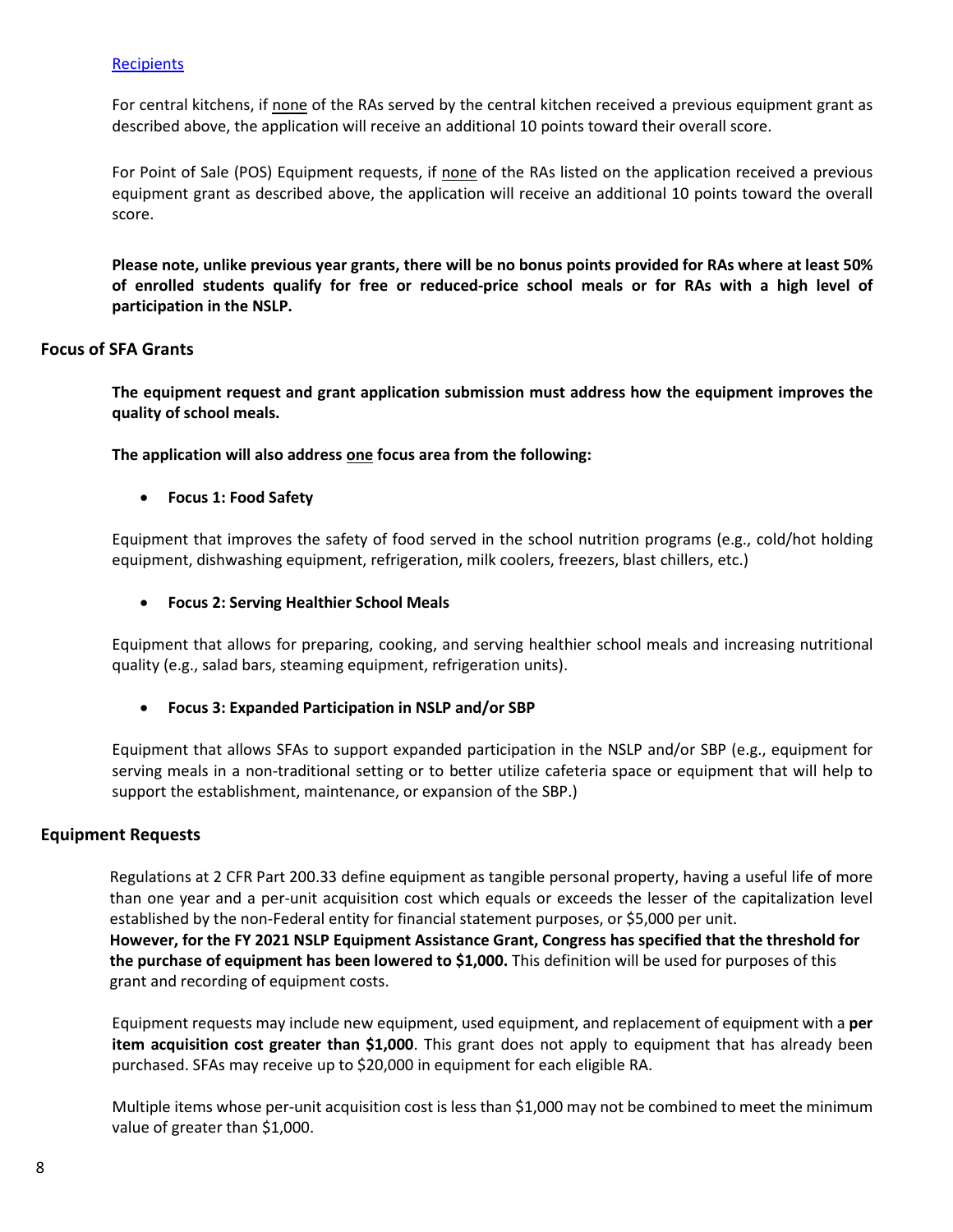[Recipients](#)

For central kitchens, if none of the RAs served by the central kitchen received a previous equipment grant as described above, the application will receive an additional 10 points toward their overall score.

For Point of Sale (POS) Equipment requests, if none of the RAs listed on the application received a previous equipment grant as described above, the application will receive an additional 10 points toward the overall score.

**Please note, unlike previous year grants, there will be no bonus points provided for RAs where at least 50% of enrolled students qualify for free or reduced-price school meals or for RAs with a high level of participation in the NSLP.**

## Focus of SFA Grants

**The equipment request and grant application submission must address how the equipment improves the quality of school meals.**

**The application will also address one focus area from the following:**

- **Focus 1: Food Safety**

Equipment that improves the safety of food served in the school nutrition programs (e.g., cold/hot holding equipment, dishwashing equipment, refrigeration, milk coolers, freezers, blast chillers, etc.)

- **Focus 2: Serving Healthier School Meals**

Equipment that allows for preparing, cooking, and serving healthier school meals and increasing nutritional quality (e.g., salad bars, steaming equipment, refrigeration units).

- **Focus 3: Expanded Participation in NSLP and/or SBP**

Equipment that allows SFAs to support expanded participation in the NSLP and/or SBP (e.g., equipment for serving meals in a non-traditional setting or to better utilize cafeteria space or equipment that will help to support the establishment, maintenance, or expansion of the SBP.)

## Equipment Requests

Regulations at 2 CFR Part 200.33 define equipment as tangible personal property, having a useful life of more than one year and a per-unit acquisition cost which equals or exceeds the lesser of the capitalization level established by the non-Federal entity for financial statement purposes, or $5,000 per unit. **However, for the FY 2021 NSLP Equipment Assistance Grant, Congress has specified that the threshold for the purchase of equipment has been lowered to $1,000.** This definition will be used for purposes of this grant and recording of equipment costs.

Equipment requests may include new equipment, used equipment, and replacement of equipment with a **per item acquisition cost greater than $1,000**. This grant does not apply to equipment that has already been purchased. SFAs may receive up to $20,000 in equipment for each eligible RA.

Multiple items whose per-unit acquisition cost is less than $1,000 may not be combined to meet the minimum value of greater than $1,000.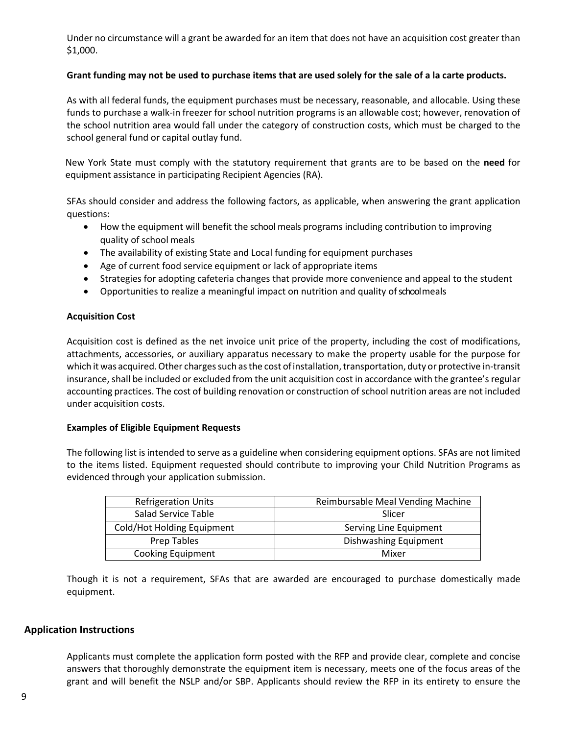Under no circumstance will a grant be awarded for an item that does not have an acquisition cost greater than $1,000.

**Grant funding may not be used to purchase items that are used solely for the sale of a la carte products.**

As with all federal funds, the equipment purchases must be necessary, reasonable, and allocable. Using these funds to purchase a walk-in freezer for school nutrition programs is an allowable cost; however, renovation of the school nutrition area would fall under the category of construction costs, which must be charged to the school general fund or capital outlay fund.

New York State must comply with the statutory requirement that grants are to be based on the **need** for equipment assistance in participating Recipient Agencies (RA).

SFAs should consider and address the following factors, as applicable, when answering the grant application questions:

- How the equipment will benefit the school meals programs including contribution to improving quality of school meals
- The availability of existing State and Local funding for equipment purchases
- Age of current food service equipment or lack of appropriate items
- Strategies for adopting cafeteria changes that provide more convenience and appeal to the student
- Opportunities to realize a meaningful impact on nutrition and quality of school meals

**Acquisition Cost**

Acquisition cost is defined as the net invoice unit price of the property, including the cost of modifications, attachments, accessories, or auxiliary apparatus necessary to make the property usable for the purpose for which it was acquired. Other charges such as the cost of installation, transportation, duty or protective in-transit insurance, shall be included or excluded from the unit acquisition cost in accordance with the grantee's regular accounting practices. The cost of building renovation or construction of school nutrition areas are not included under acquisition costs.

**Examples of Eligible Equipment Requests**

The following list is intended to serve as a guideline when considering equipment options. SFAs are not limited to the items listed. Equipment requested should contribute to improving your Child Nutrition Programs as evidenced through your application submission.

| Refrigeration Units | Reimbursable Meal Vending Machine |
|---|---|
| Salad Service Table | Slicer |
| Cold/Hot Holding Equipment | Serving Line Equipment |
| Prep Tables | Dishwashing Equipment |
| Cooking Equipment | Mixer |

Though it is not a requirement, SFAs that are awarded are encouraged to purchase domestically made equipment.

## Application Instructions

Applicants must complete the application form posted with the RFP and provide clear, complete and concise answers that thoroughly demonstrate the equipment item is necessary, meets one of the focus areas of the grant and will benefit the NSLP and/or SBP. Applicants should review the RFP in its entirety to ensure the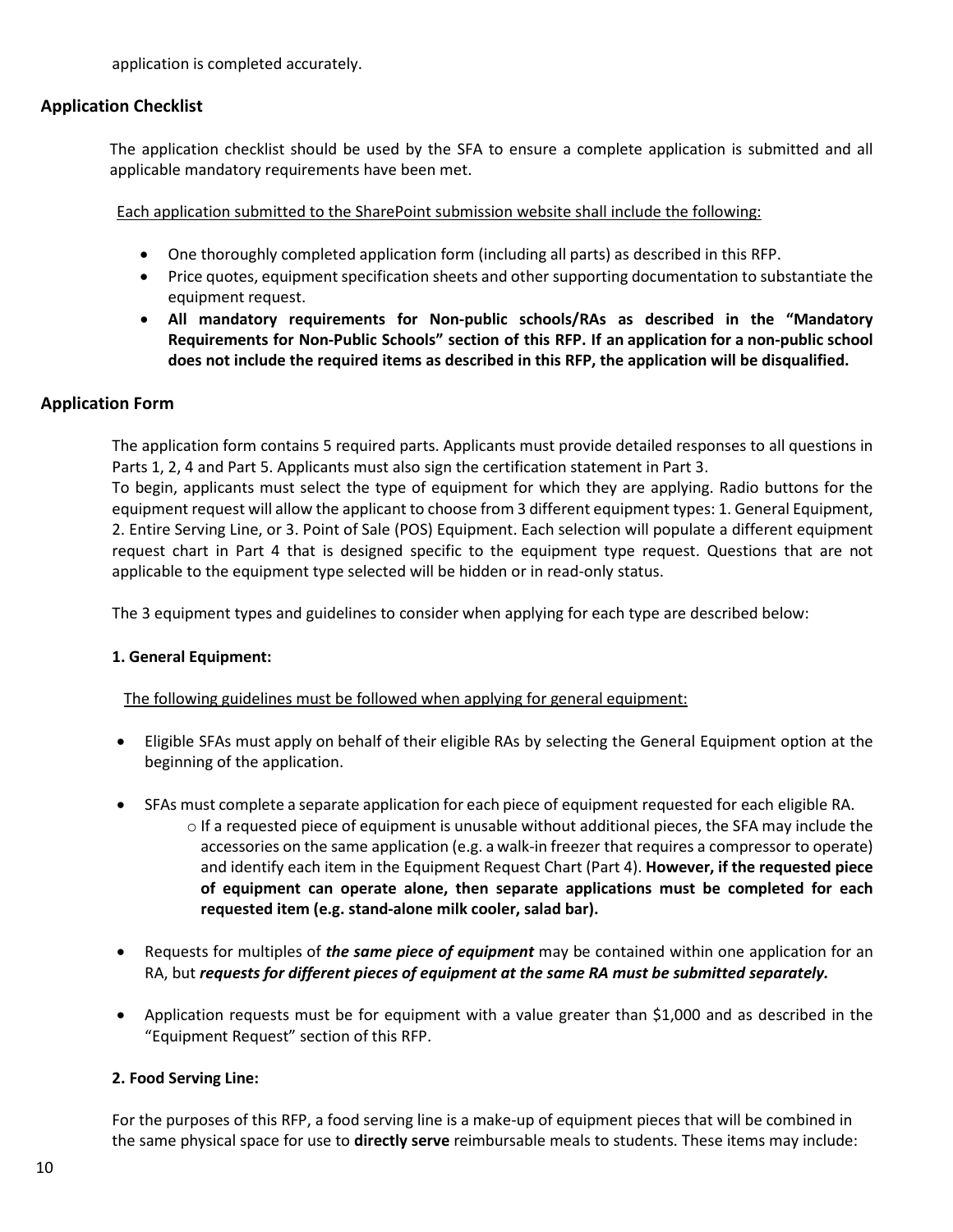application is completed accurately.

## Application Checklist

The application checklist should be used by the SFA to ensure a complete application is submitted and all applicable mandatory requirements have been met.

Each application submitted to the SharePoint submission website shall include the following:

- One thoroughly completed application form (including all parts) as described in this RFP.
- Price quotes, equipment specification sheets and other supporting documentation to substantiate the equipment request.
- **All mandatory requirements for Non-public schools/RAs as described in the "Mandatory Requirements for Non-Public Schools" section of this RFP. If an application for a non-public school does not include the required items as described in this RFP, the application will be disqualified.**

## Application Form

The application form contains 5 required parts. Applicants must provide detailed responses to all questions in Parts 1, 2, 4 and Part 5. Applicants must also sign the certification statement in Part 3.
To begin, applicants must select the type of equipment for which they are applying. Radio buttons for the equipment request will allow the applicant to choose from 3 different equipment types: 1. General Equipment, 2. Entire Serving Line, or 3. Point of Sale (POS) Equipment. Each selection will populate a different equipment request chart in Part 4 that is designed specific to the equipment type request. Questions that are not applicable to the equipment type selected will be hidden or in read-only status.

The 3 equipment types and guidelines to consider when applying for each type are described below:

### 1. General Equipment:

The following guidelines must be followed when applying for general equipment:

- Eligible SFAs must apply on behalf of their eligible RAs by selecting the General Equipment option at the beginning of the application.
- SFAs must complete a separate application for each piece of equipment requested for each eligible RA.
  - If a requested piece of equipment is unusable without additional pieces, the SFA may include the accessories on the same application (e.g. a walk-in freezer that requires a compressor to operate) and identify each item in the Equipment Request Chart (Part 4). **However, if the requested piece of equipment can operate alone, then separate applications must be completed for each requested item (e.g. stand-alone milk cooler, salad bar).**
- Requests for multiples of ***the same piece of equipment*** may be contained within one application for an RA, but ***requests for different pieces of equipment at the same RA must be submitted separately.***
- Application requests must be for equipment with a value greater than $1,000 and as described in the "Equipment Request" section of this RFP.

### 2. Food Serving Line:

For the purposes of this RFP, a food serving line is a make-up of equipment pieces that will be combined in the same physical space for use to **directly serve** reimbursable meals to students. These items may include: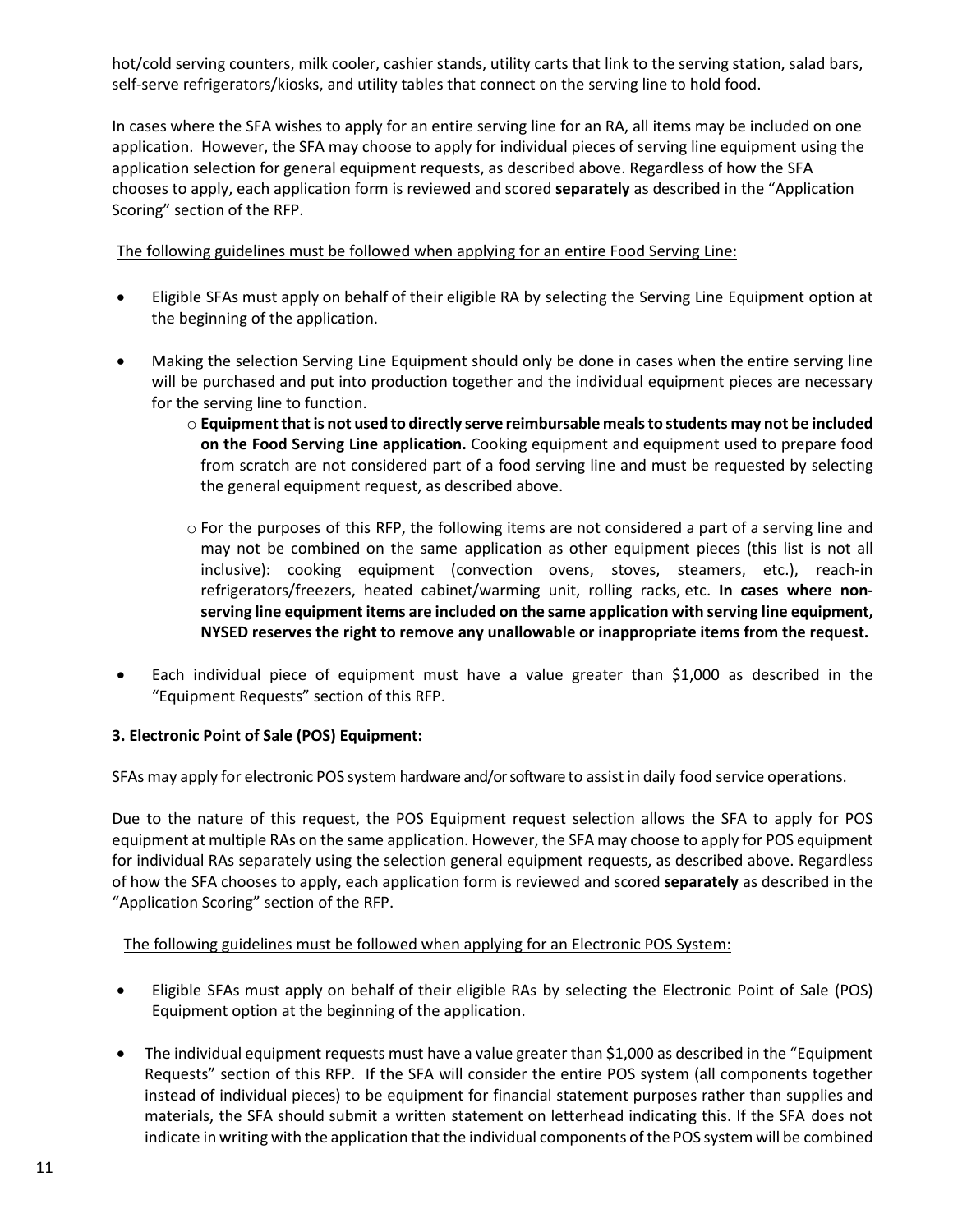hot/cold serving counters, milk cooler, cashier stands, utility carts that link to the serving station, salad bars, self-serve refrigerators/kiosks, and utility tables that connect on the serving line to hold food.

In cases where the SFA wishes to apply for an entire serving line for an RA, all items may be included on one application. However, the SFA may choose to apply for individual pieces of serving line equipment using the application selection for general equipment requests, as described above. Regardless of how the SFA chooses to apply, each application form is reviewed and scored **separately** as described in the "Application Scoring" section of the RFP.

The following guidelines must be followed when applying for an entire Food Serving Line:

- Eligible SFAs must apply on behalf of their eligible RA by selecting the Serving Line Equipment option at the beginning of the application.
- Making the selection Serving Line Equipment should only be done in cases when the entire serving line will be purchased and put into production together and the individual equipment pieces are necessary for the serving line to function.
  - **Equipment that is not used to directly serve reimbursable meals to students may not be included on the Food Serving Line application.** Cooking equipment and equipment used to prepare food from scratch are not considered part of a food serving line and must be requested by selecting the general equipment request, as described above.
  - For the purposes of this RFP, the following items are not considered a part of a serving line and may not be combined on the same application as other equipment pieces (this list is not all inclusive): cooking equipment (convection ovens, stoves, steamers, etc.), reach-in refrigerators/freezers, heated cabinet/warming unit, rolling racks, etc. **In cases where non-serving line equipment items are included on the same application with serving line equipment, NYSED reserves the right to remove any unallowable or inappropriate items from the request.**
- Each individual piece of equipment must have a value greater than $1,000 as described in the "Equipment Requests" section of this RFP.

**3. Electronic Point of Sale (POS) Equipment:**

SFAs may apply for electronic POS system hardware and/or software to assist in daily food service operations.

Due to the nature of this request, the POS Equipment request selection allows the SFA to apply for POS equipment at multiple RAs on the same application. However, the SFA may choose to apply for POS equipment for individual RAs separately using the selection general equipment requests, as described above. Regardless of how the SFA chooses to apply, each application form is reviewed and scored **separately** as described in the "Application Scoring" section of the RFP.

The following guidelines must be followed when applying for an Electronic POS System:

- Eligible SFAs must apply on behalf of their eligible RAs by selecting the Electronic Point of Sale (POS) Equipment option at the beginning of the application.
- The individual equipment requests must have a value greater than $1,000 as described in the "Equipment Requests" section of this RFP. If the SFA will consider the entire POS system (all components together instead of individual pieces) to be equipment for financial statement purposes rather than supplies and materials, the SFA should submit a written statement on letterhead indicating this. If the SFA does not indicate in writing with the application that the individual components of the POS system will be combined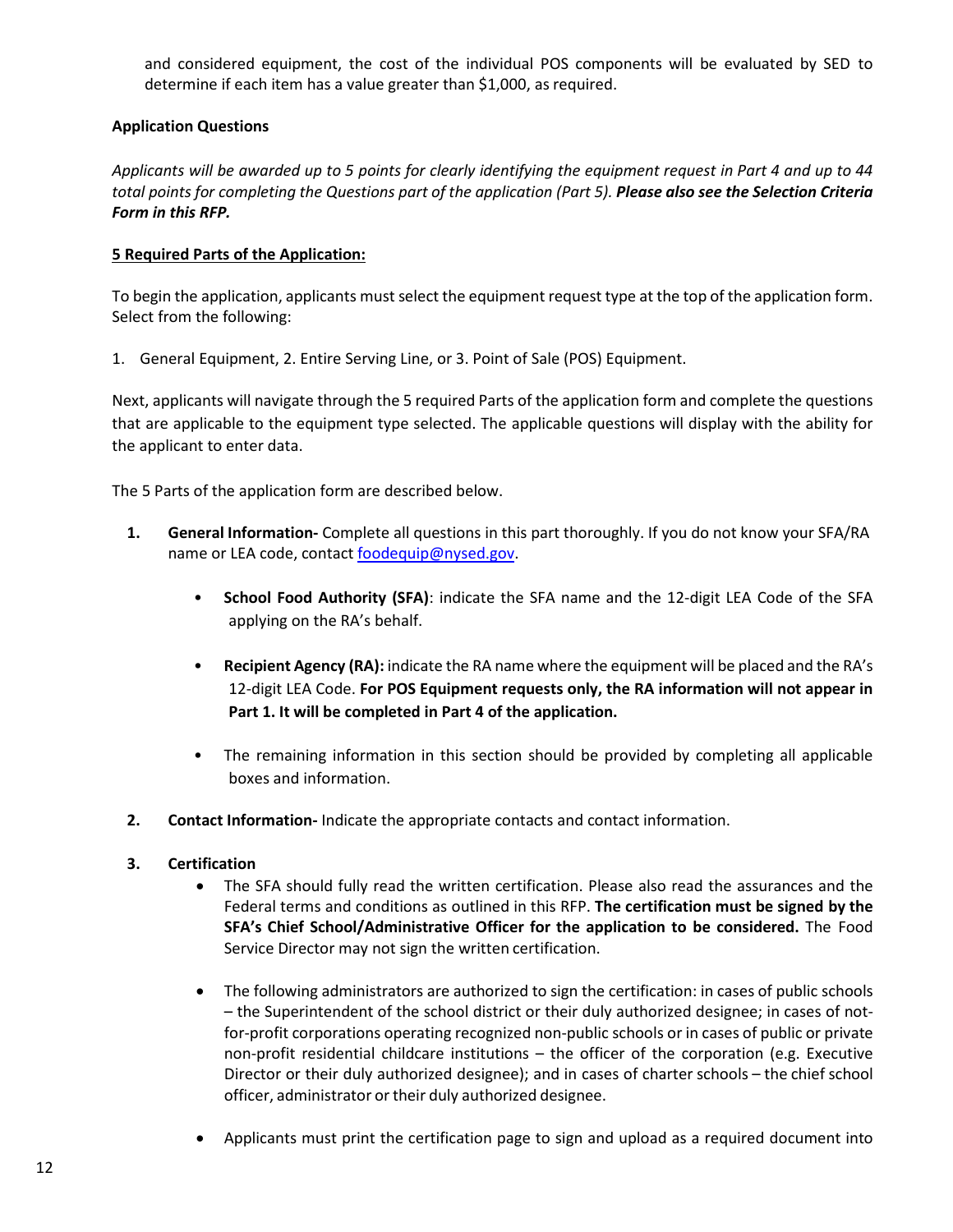and considered equipment, the cost of the individual POS components will be evaluated by SED to determine if each item has a value greater than $1,000, as required.

**Application Questions**

*Applicants will be awarded up to 5 points for clearly identifying the equipment request in Part 4 and up to 44 total points for completing the Questions part of the application (Part 5).* ***Please also see the Selection Criteria Form in this RFP.***

**5 Required Parts of the Application:**

To begin the application, applicants must select the equipment request type at the top of the application form. Select from the following:

1. General Equipment, 2. Entire Serving Line, or 3. Point of Sale (POS) Equipment.

Next, applicants will navigate through the 5 required Parts of the application form and complete the questions that are applicable to the equipment type selected. The applicable questions will display with the ability for the applicant to enter data.

The 5 Parts of the application form are described below.

1. **General Information-** Complete all questions in this part thoroughly. If you do not know your SFA/RA name or LEA code, contact foodequip@nysed.gov.
    - **School Food Authority (SFA)**: indicate the SFA name and the 12-digit LEA Code of the SFA applying on the RA's behalf.
    - **Recipient Agency (RA):** indicate the RA name where the equipment will be placed and the RA's 12-digit LEA Code. **For POS Equipment requests only, the RA information will not appear in Part 1. It will be completed in Part 4 of the application.**
    - The remaining information in this section should be provided by completing all applicable boxes and information.
2. **Contact Information-** Indicate the appropriate contacts and contact information.
3. **Certification**
    - The SFA should fully read the written certification. Please also read the assurances and the Federal terms and conditions as outlined in this RFP. **The certification must be signed by the SFA's Chief School/Administrative Officer for the application to be considered.** The Food Service Director may not sign the written certification.
    - The following administrators are authorized to sign the certification: in cases of public schools – the Superintendent of the school district or their duly authorized designee; in cases of not-for-profit corporations operating recognized non-public schools or in cases of public or private non-profit residential childcare institutions – the officer of the corporation (e.g. Executive Director or their duly authorized designee); and in cases of charter schools – the chief school officer, administrator or their duly authorized designee.
    - Applicants must print the certification page to sign and upload as a required document into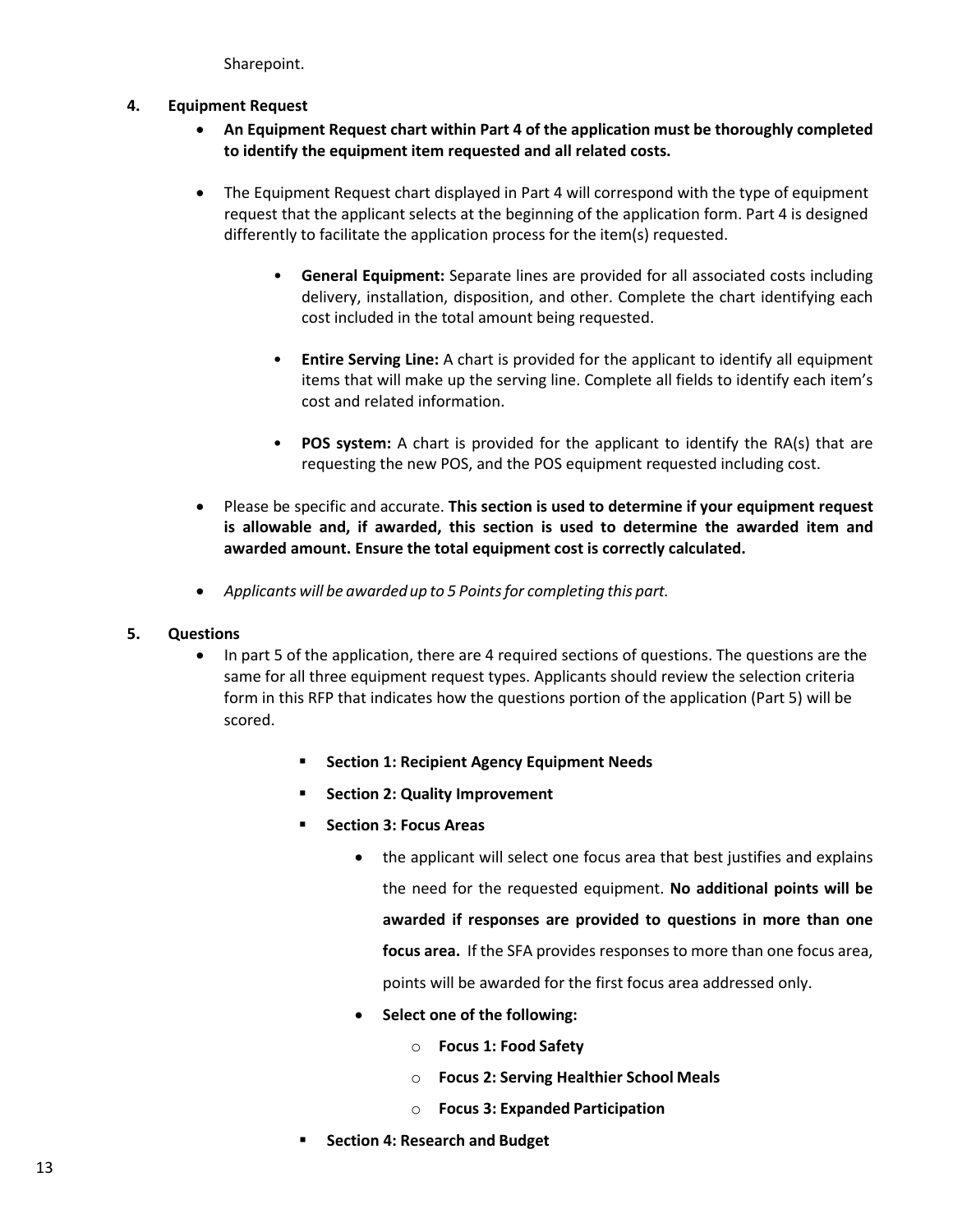Sharepoint.

4. **Equipment Request**
   - **An Equipment Request chart within Part 4 of the application must be thoroughly completed to identify the equipment item requested and all related costs.**
   - The Equipment Request chart displayed in Part 4 will correspond with the type of equipment request that the applicant selects at the beginning of the application form. Part 4 is designed differently to facilitate the application process for the item(s) requested.
     - **General Equipment:** Separate lines are provided for all associated costs including delivery, installation, disposition, and other. Complete the chart identifying each cost included in the total amount being requested.
     - **Entire Serving Line:** A chart is provided for the applicant to identify all equipment items that will make up the serving line. Complete all fields to identify each item's cost and related information.
     - **POS system:** A chart is provided for the applicant to identify the RA(s) that are requesting the new POS, and the POS equipment requested including cost.
   - Please be specific and accurate. **This section is used to determine if your equipment request is allowable and, if awarded, this section is used to determine the awarded item and awarded amount. Ensure the total equipment cost is correctly calculated.**
   - *Applicants will be awarded up to 5 Points for completing this part.*

5. **Questions**
   - In part 5 of the application, there are 4 required sections of questions. The questions are the same for all three equipment request types. Applicants should review the selection criteria form in this RFP that indicates how the questions portion of the application (Part 5) will be scored.
     - **Section 1: Recipient Agency Equipment Needs**
     - **Section 2: Quality Improvement**
     - **Section 3: Focus Areas**
       - the applicant will select one focus area that best justifies and explains the need for the requested equipment. **No additional points will be awarded if responses are provided to questions in more than one focus area.** If the SFA provides responses to more than one focus area, points will be awarded for the first focus area addressed only.
       - **Select one of the following:**
         - **Focus 1: Food Safety**
         - **Focus 2: Serving Healthier School Meals**
         - **Focus 3: Expanded Participation**
     - **Section 4: Research and Budget**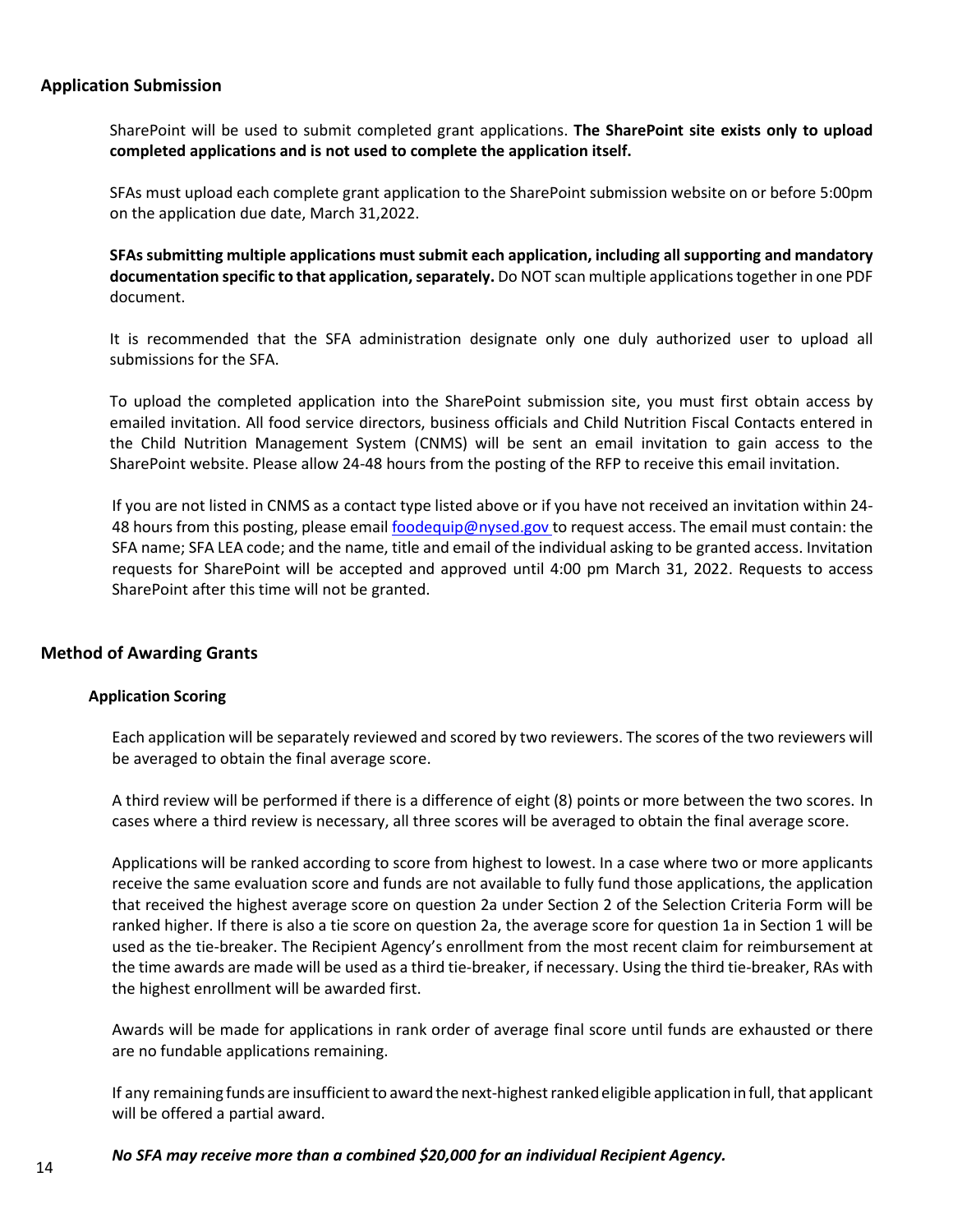## Application Submission

SharePoint will be used to submit completed grant applications. **The SharePoint site exists only to upload completed applications and is not used to complete the application itself.**

SFAs must upload each complete grant application to the SharePoint submission website on or before 5:00pm on the application due date, March 31,2022.

**SFAs submitting multiple applications must submit each application, including all supporting and mandatory documentation specific to that application, separately.** Do NOT scan multiple applications together in one PDF document.

It is recommended that the SFA administration designate only one duly authorized user to upload all submissions for the SFA.

To upload the completed application into the SharePoint submission site, you must first obtain access by emailed invitation. All food service directors, business officials and Child Nutrition Fiscal Contacts entered in the Child Nutrition Management System (CNMS) will be sent an email invitation to gain access to the SharePoint website. Please allow 24-48 hours from the posting of the RFP to receive this email invitation.

If you are not listed in CNMS as a contact type listed above or if you have not received an invitation within 24-48 hours from this posting, please email foodequip@nysed.gov to request access. The email must contain: the SFA name; SFA LEA code; and the name, title and email of the individual asking to be granted access. Invitation requests for SharePoint will be accepted and approved until 4:00 pm March 31, 2022. Requests to access SharePoint after this time will not be granted.

## Method of Awarding Grants

### Application Scoring

Each application will be separately reviewed and scored by two reviewers. The scores of the two reviewers will be averaged to obtain the final average score.

A third review will be performed if there is a difference of eight (8) points or more between the two scores. In cases where a third review is necessary, all three scores will be averaged to obtain the final average score.

Applications will be ranked according to score from highest to lowest. In a case where two or more applicants receive the same evaluation score and funds are not available to fully fund those applications, the application that received the highest average score on question 2a under Section 2 of the Selection Criteria Form will be ranked higher. If there is also a tie score on question 2a, the average score for question 1a in Section 1 will be used as the tie-breaker. The Recipient Agency's enrollment from the most recent claim for reimbursement at the time awards are made will be used as a third tie-breaker, if necessary. Using the third tie-breaker, RAs with the highest enrollment will be awarded first.

Awards will be made for applications in rank order of average final score until funds are exhausted or there are no fundable applications remaining.

If any remaining funds are insufficient to award the next-highest ranked eligible application in full, that applicant will be offered a partial award.

***No SFA may receive more than a combined $20,000 for an individual Recipient Agency.***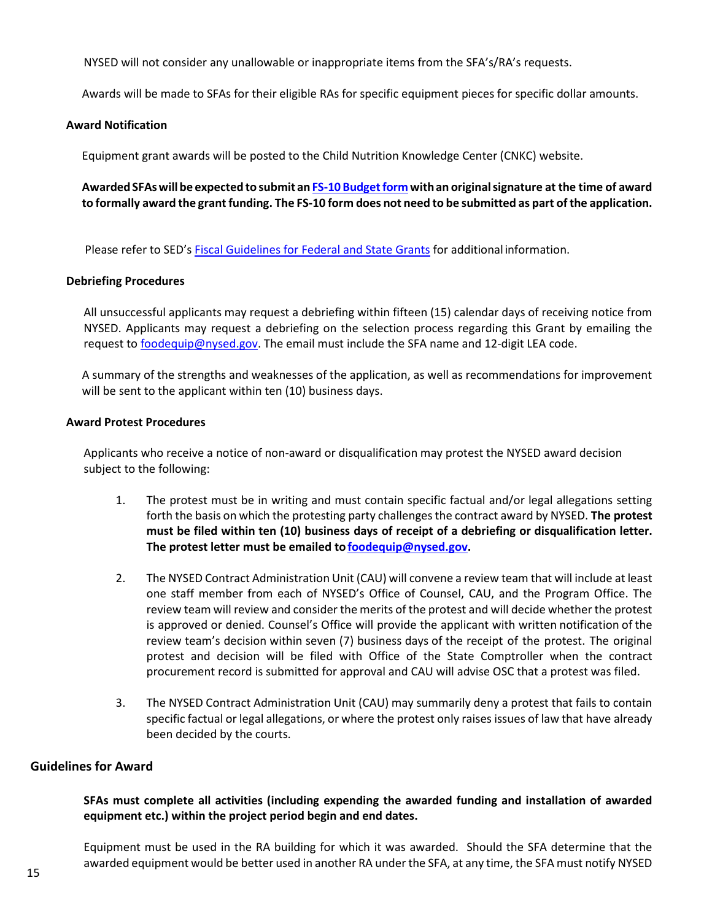NYSED will not consider any unallowable or inappropriate items from the SFA's/RA's requests.

Awards will be made to SFAs for their eligible RAs for specific equipment pieces for specific dollar amounts.

### Award Notification

Equipment grant awards will be posted to the Child Nutrition Knowledge Center (CNKC) website.

**Awarded SFAs will be expected to submit an FS-10 Budget form with an original signature at the time of award to formally award the grant funding. The FS-10 form does not need to be submitted as part of the application.**

Please refer to SED's Fiscal Guidelines for Federal and State Grants for additional information.

### Debriefing Procedures

All unsuccessful applicants may request a debriefing within fifteen (15) calendar days of receiving notice from NYSED. Applicants may request a debriefing on the selection process regarding this Grant by emailing the request to foodequip@nysed.gov. The email must include the SFA name and 12-digit LEA code.

A summary of the strengths and weaknesses of the application, as well as recommendations for improvement will be sent to the applicant within ten (10) business days.

### Award Protest Procedures

Applicants who receive a notice of non-award or disqualification may protest the NYSED award decision subject to the following:

1. The protest must be in writing and must contain specific factual and/or legal allegations setting forth the basis on which the protesting party challenges the contract award by NYSED. **The protest must be filed within ten (10) business days of receipt of a debriefing or disqualification letter. The protest letter must be emailed to foodequip@nysed.gov.**

2. The NYSED Contract Administration Unit (CAU) will convene a review team that will include at least one staff member from each of NYSED's Office of Counsel, CAU, and the Program Office. The review team will review and consider the merits of the protest and will decide whether the protest is approved or denied. Counsel's Office will provide the applicant with written notification of the review team's decision within seven (7) business days of the receipt of the protest. The original protest and decision will be filed with Office of the State Comptroller when the contract procurement record is submitted for approval and CAU will advise OSC that a protest was filed.

3. The NYSED Contract Administration Unit (CAU) may summarily deny a protest that fails to contain specific factual or legal allegations, or where the protest only raises issues of law that have already been decided by the courts.

## Guidelines for Award

**SFAs must complete all activities (including expending the awarded funding and installation of awarded equipment etc.) within the project period begin and end dates.**

Equipment must be used in the RA building for which it was awarded. Should the SFA determine that the awarded equipment would be better used in another RA under the SFA, at any time, the SFA must notify NYSED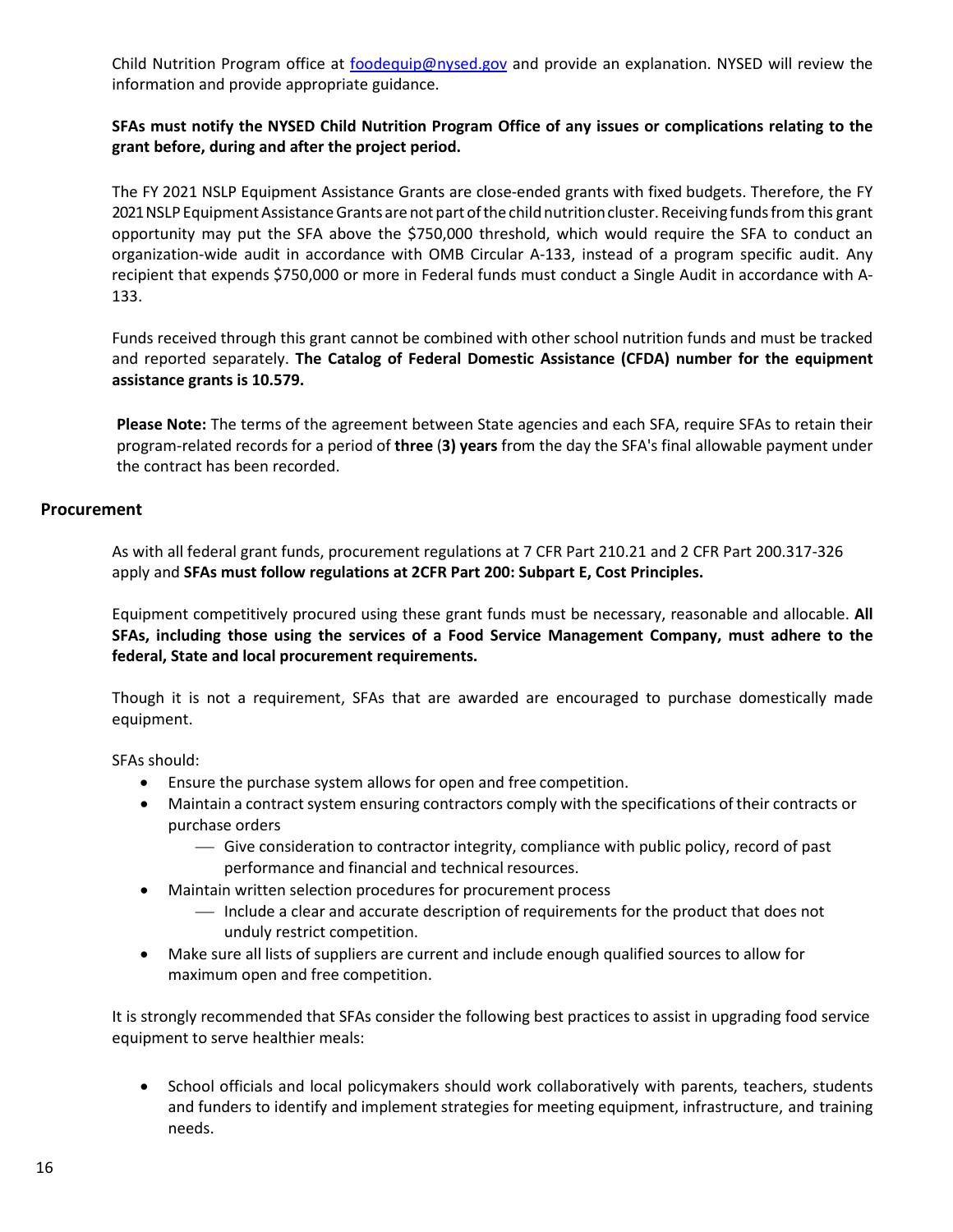Child Nutrition Program office at [foodequip@nysed.gov](mailto:foodequip@nysed.gov) and provide an explanation. NYSED will review the information and provide appropriate guidance.

**SFAs must notify the NYSED Child Nutrition Program Office of any issues or complications relating to the grant before, during and after the project period.**

The FY 2021 NSLP Equipment Assistance Grants are close-ended grants with fixed budgets. Therefore, the FY 2021 NSLP Equipment Assistance Grants are not part of the child nutrition cluster. Receiving funds from this grant opportunity may put the SFA above the $750,000 threshold, which would require the SFA to conduct an organization-wide audit in accordance with OMB Circular A-133, instead of a program specific audit. Any recipient that expends $750,000 or more in Federal funds must conduct a Single Audit in accordance with A-133.

Funds received through this grant cannot be combined with other school nutrition funds and must be tracked and reported separately. **The Catalog of Federal Domestic Assistance (CFDA) number for the equipment assistance grants is 10.579.**

**Please Note:** The terms of the agreement between State agencies and each SFA, require SFAs to retain their program-related records for a period of **three** (**3) years** from the day the SFA's final allowable payment under the contract has been recorded.

## Procurement

As with all federal grant funds, procurement regulations at 7 CFR Part 210.21 and 2 CFR Part 200.317-326 apply and **SFAs must follow regulations at 2CFR Part 200: Subpart E, Cost Principles.**

Equipment competitively procured using these grant funds must be necessary, reasonable and allocable. **All SFAs, including those using the services of a Food Service Management Company, must adhere to the federal, State and local procurement requirements.**

Though it is not a requirement, SFAs that are awarded are encouraged to purchase domestically made equipment.

SFAs should:

- Ensure the purchase system allows for open and free competition.
- Maintain a contract system ensuring contractors comply with the specifications of their contracts or purchase orders
  - Give consideration to contractor integrity, compliance with public policy, record of past performance and financial and technical resources.
- Maintain written selection procedures for procurement process
  - Include a clear and accurate description of requirements for the product that does not unduly restrict competition.
- Make sure all lists of suppliers are current and include enough qualified sources to allow for maximum open and free competition.

It is strongly recommended that SFAs consider the following best practices to assist in upgrading food service equipment to serve healthier meals:

- School officials and local policymakers should work collaboratively with parents, teachers, students and funders to identify and implement strategies for meeting equipment, infrastructure, and training needs.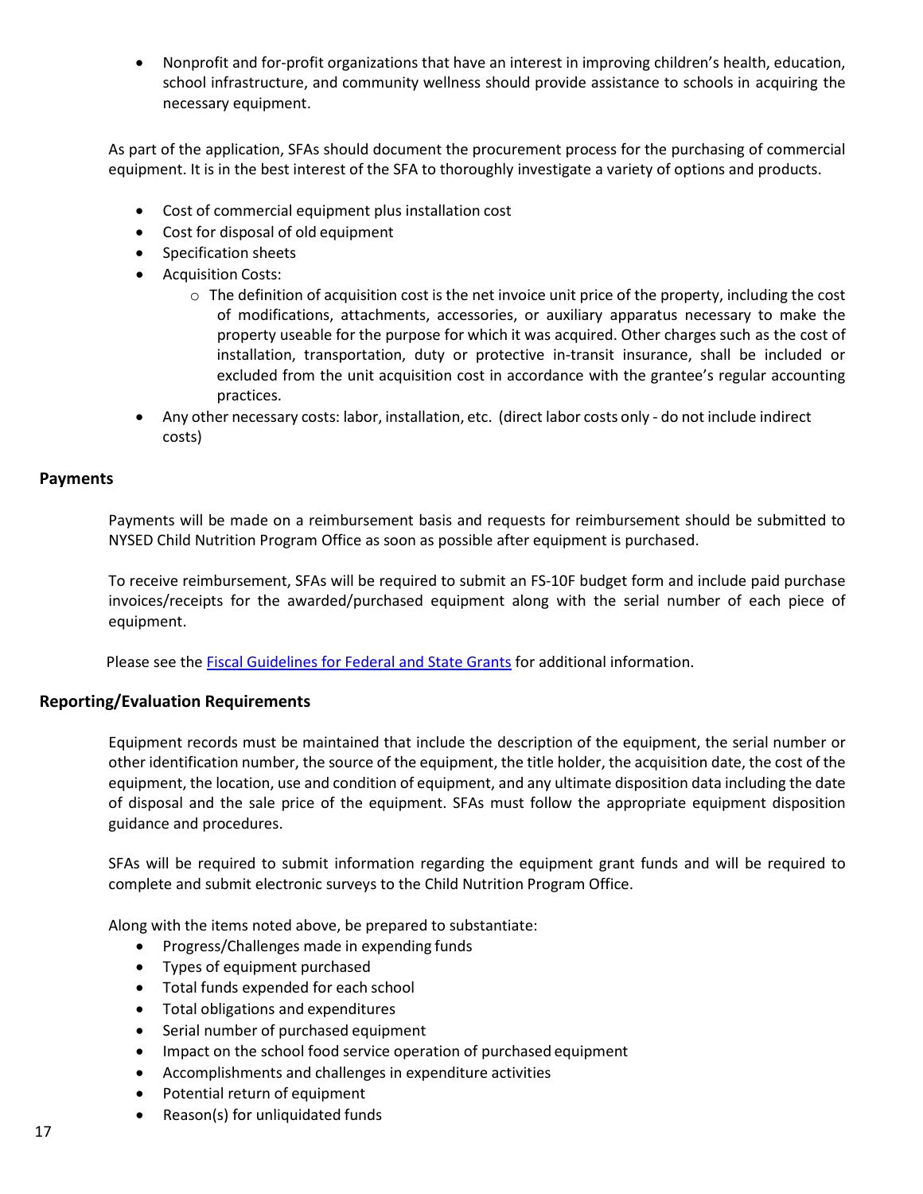- Nonprofit and for-profit organizations that have an interest in improving children's health, education, school infrastructure, and community wellness should provide assistance to schools in acquiring the necessary equipment.

As part of the application, SFAs should document the procurement process for the purchasing of commercial equipment. It is in the best interest of the SFA to thoroughly investigate a variety of options and products.

- Cost of commercial equipment plus installation cost
- Cost for disposal of old equipment
- Specification sheets
- Acquisition Costs:
  - The definition of acquisition cost is the net invoice unit price of the property, including the cost of modifications, attachments, accessories, or auxiliary apparatus necessary to make the property useable for the purpose for which it was acquired. Other charges such as the cost of installation, transportation, duty or protective in-transit insurance, shall be included or excluded from the unit acquisition cost in accordance with the grantee's regular accounting practices.
- Any other necessary costs: labor, installation, etc. (direct labor costs only - do not include indirect costs)

## Payments

Payments will be made on a reimbursement basis and requests for reimbursement should be submitted to NYSED Child Nutrition Program Office as soon as possible after equipment is purchased.

To receive reimbursement, SFAs will be required to submit an FS-10F budget form and include paid purchase invoices/receipts for the awarded/purchased equipment along with the serial number of each piece of equipment.

Please see the Fiscal Guidelines for Federal and State Grants for additional information.

## Reporting/Evaluation Requirements

Equipment records must be maintained that include the description of the equipment, the serial number or other identification number, the source of the equipment, the title holder, the acquisition date, the cost of the equipment, the location, use and condition of equipment, and any ultimate disposition data including the date of disposal and the sale price of the equipment. SFAs must follow the appropriate equipment disposition guidance and procedures.

SFAs will be required to submit information regarding the equipment grant funds and will be required to complete and submit electronic surveys to the Child Nutrition Program Office.

Along with the items noted above, be prepared to substantiate:

- Progress/Challenges made in expending funds
- Types of equipment purchased
- Total funds expended for each school
- Total obligations and expenditures
- Serial number of purchased equipment
- Impact on the school food service operation of purchased equipment
- Accomplishments and challenges in expenditure activities
- Potential return of equipment
- Reason(s) for unliquidated funds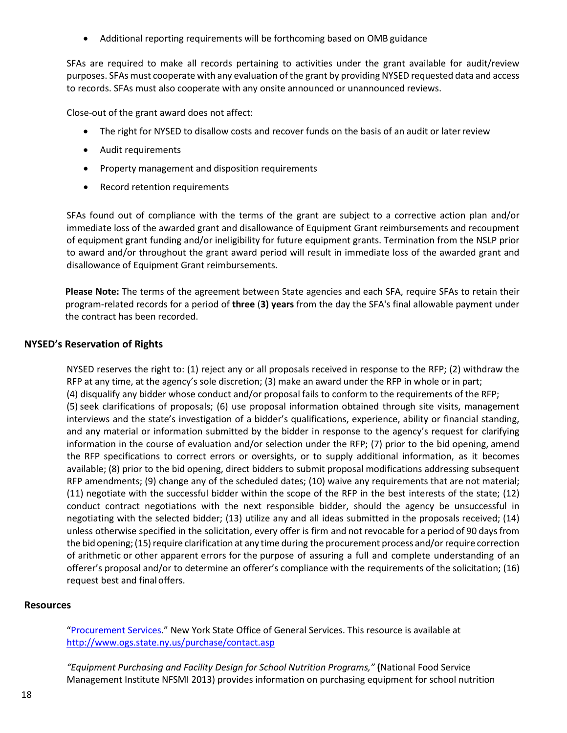- Additional reporting requirements will be forthcoming based on OMB guidance

SFAs are required to make all records pertaining to activities under the grant available for audit/review purposes. SFAs must cooperate with any evaluation of the grant by providing NYSED requested data and access to records. SFAs must also cooperate with any onsite announced or unannounced reviews.

Close-out of the grant award does not affect:

- The right for NYSED to disallow costs and recover funds on the basis of an audit or later review
- Audit requirements
- Property management and disposition requirements
- Record retention requirements

SFAs found out of compliance with the terms of the grant are subject to a corrective action plan and/or immediate loss of the awarded grant and disallowance of Equipment Grant reimbursements and recoupment of equipment grant funding and/or ineligibility for future equipment grants. Termination from the NSLP prior to award and/or throughout the grant award period will result in immediate loss of the awarded grant and disallowance of Equipment Grant reimbursements.

**Please Note:** The terms of the agreement between State agencies and each SFA, require SFAs to retain their program-related records for a period of **three** (**3) years** from the day the SFA's final allowable payment under the contract has been recorded.

## NYSED's Reservation of Rights

NYSED reserves the right to: (1) reject any or all proposals received in response to the RFP; (2) withdraw the RFP at any time, at the agency's sole discretion; (3) make an award under the RFP in whole or in part; (4) disqualify any bidder whose conduct and/or proposal fails to conform to the requirements of the RFP; (5) seek clarifications of proposals; (6) use proposal information obtained through site visits, management interviews and the state's investigation of a bidder's qualifications, experience, ability or financial standing, and any material or information submitted by the bidder in response to the agency's request for clarifying information in the course of evaluation and/or selection under the RFP; (7) prior to the bid opening, amend the RFP specifications to correct errors or oversights, or to supply additional information, as it becomes available; (8) prior to the bid opening, direct bidders to submit proposal modifications addressing subsequent RFP amendments; (9) change any of the scheduled dates; (10) waive any requirements that are not material; (11) negotiate with the successful bidder within the scope of the RFP in the best interests of the state; (12) conduct contract negotiations with the next responsible bidder, should the agency be unsuccessful in negotiating with the selected bidder; (13) utilize any and all ideas submitted in the proposals received; (14) unless otherwise specified in the solicitation, every offer is firm and not revocable for a period of 90 days from the bid opening; (15) require clarification at any time during the procurement process and/or require correction of arithmetic or other apparent errors for the purpose of assuring a full and complete understanding of an offerer's proposal and/or to determine an offerer's compliance with the requirements of the solicitation; (16) request best and final offers.

## Resources

"[Procurement Services](http://www.ogs.state.ny.us/purchase/contact.asp)." New York State Office of General Services. This resource is available at http://www.ogs.state.ny.us/purchase/contact.asp

*"Equipment Purchasing and Facility Design for School Nutrition Programs,"* **(**National Food Service Management Institute NFSMI 2013) provides information on purchasing equipment for school nutrition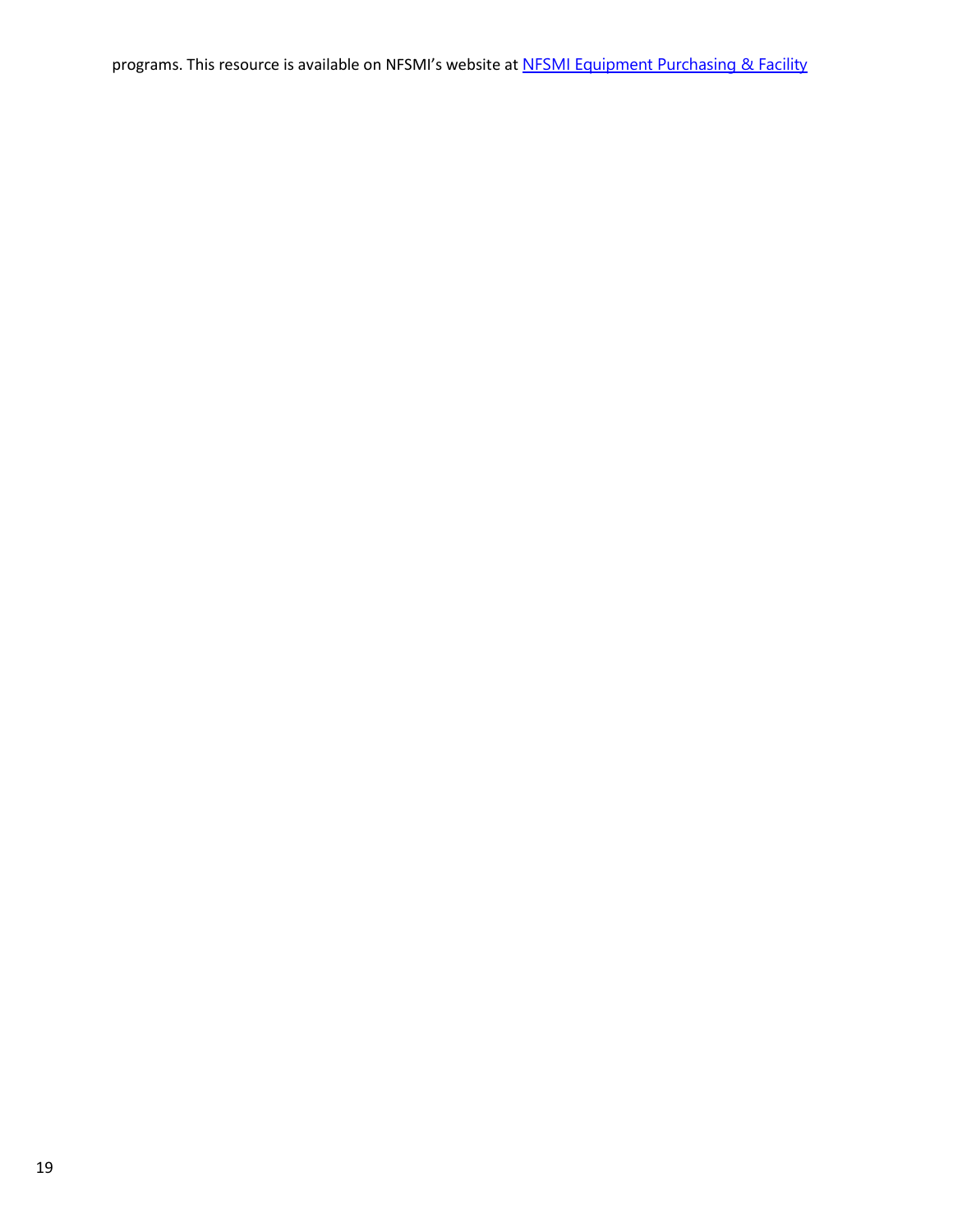programs. This resource is available on NFSMI's website at [NFSMI Equipment Purchasing & Facility](NFSMI Equipment Purchasing & Facility)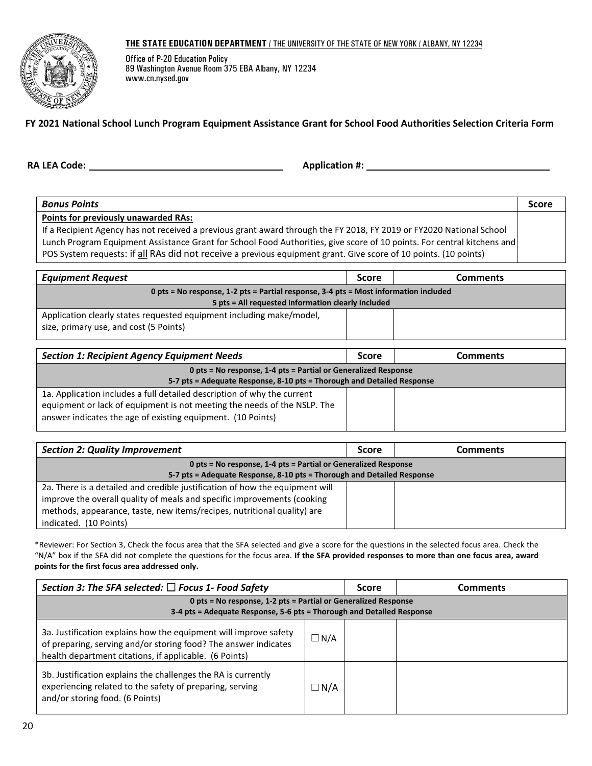**THE STATE EDUCATION DEPARTMENT** / THE UNIVERSITY OF THE STATE OF NEW YORK / ALBANY, NY 12234

Office of P-20 Education Policy
89 Washington Avenue Room 375 EBA Albany, NY 12234
www.cn.nysed.gov

**FY 2021 National School Lunch Program Equipment Assistance Grant for School Food Authorities Selection Criteria Form**

**RA LEA Code:** ______________________ **Application #:** ______________________

| *Bonus Points* | Score |
|---|---|
| **Points for previously unawarded RAs:** If a Recipient Agency has not received a previous grant award through the FY 2018, FY 2019 or FY2020 National School Lunch Program Equipment Assistance Grant for School Food Authorities, give score of 10 points. For central kitchens and POS System requests: if all RAs did not receive a previous equipment grant. Give score of 10 points. (10 points) | |

| *Equipment Request* | Score | Comments |
|---|---|---|
| **0 pts = No response, 1-2 pts = Partial response, 3-4 pts = Most information included 5 pts = All requested information clearly included** | | |
| Application clearly states requested equipment including make/model, size, primary use, and cost (5 Points) | | |

| *Section 1: Recipient Agency Equipment Needs* | Score | Comments |
|---|---|---|
| **0 pts = No response, 1-4 pts = Partial or Generalized Response 5-7 pts = Adequate Response, 8-10 pts = Thorough and Detailed Response** | | |
| 1a. Application includes a full detailed description of why the current equipment or lack of equipment is not meeting the needs of the NSLP. The answer indicates the age of existing equipment. (10 Points) | | |

| *Section 2: Quality Improvement* | Score | Comments |
|---|---|---|
| **0 pts = No response, 1-4 pts = Partial or Generalized Response 5-7 pts = Adequate Response, 8-10 pts = Thorough and Detailed Response** | | |
| 2a. There is a detailed and credible justification of how the equipment will improve the overall quality of meals and specific improvements (cooking methods, appearance, taste, new items/recipes, nutritional quality) are indicated. (10 Points) | | |

*Reviewer: For Section 3, Check the focus area that the SFA selected and give a score for the questions in the selected focus area. Check the "N/A" box if the SFA did not complete the questions for the focus area. **If the SFA provided responses to more than one focus area, award points for the first focus area addressed only.**

| *Section 3: The SFA selected: ☐ Focus 1- Food Safety* | | Score | Comments |
|---|---|---|---|
| **0 pts = No response, 1-2 pts = Partial or Generalized Response 3-4 pts = Adequate Response, 5-6 pts = Thorough and Detailed Response** | | | |
| 3a. Justification explains how the equipment will improve safety of preparing, serving and/or storing food? The answer indicates health department citations, if applicable. (6 Points) | ☐ N/A | | |
| 3b. Justification explains the challenges the RA is currently experiencing related to the safety of preparing, serving and/or storing food. (6 Points) | ☐ N/A | | |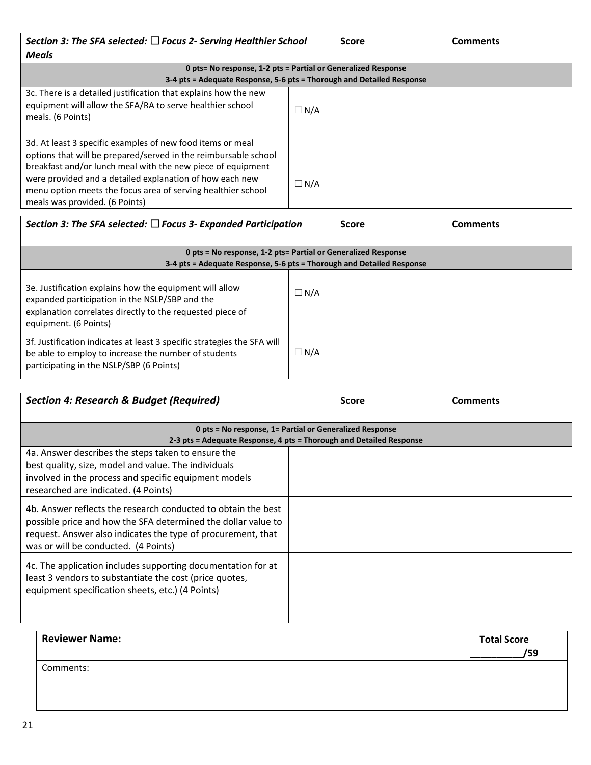| *Section 3: The SFA selected: ☐ Focus 2- Serving Healthier School Meals* | | Score | Comments |
|---|---|---|---|
| **0 pts= No response, 1-2 pts = Partial or Generalized Response 3-4 pts = Adequate Response, 5-6 pts = Thorough and Detailed Response** | | | |
| 3c. There is a detailed justification that explains how the new equipment will allow the SFA/RA to serve healthier school meals. (6 Points) | ☐ N/A | | |
| 3d. At least 3 specific examples of new food items or meal options that will be prepared/served in the reimbursable school breakfast and/or lunch meal with the new piece of equipment were provided and a detailed explanation of how each new menu option meets the focus area of serving healthier school meals was provided. (6 Points) | ☐ N/A | | |

| *Section 3: The SFA selected: ☐ Focus 3- Expanded Participation* | | Score | Comments |
|---|---|---|---|
| **0 pts = No response, 1-2 pts= Partial or Generalized Response 3-4 pts = Adequate Response, 5-6 pts = Thorough and Detailed Response** | | | |
| 3e. Justification explains how the equipment will allow expanded participation in the NSLP/SBP and the explanation correlates directly to the requested piece of equipment. (6 Points) | ☐ N/A | | |
| 3f. Justification indicates at least 3 specific strategies the SFA will be able to employ to increase the number of students participating in the NSLP/SBP (6 Points) | ☐ N/A | | |

| *Section 4: Research & Budget (Required)* | | Score | Comments |
|---|---|---|---|
| **0 pts = No response, 1= Partial or Generalized Response 2-3 pts = Adequate Response, 4 pts = Thorough and Detailed Response** | | | |
| 4a. Answer describes the steps taken to ensure the best quality, size, model and value. The individuals involved in the process and specific equipment models researched are indicated. (4 Points) | | | |
| 4b. Answer reflects the research conducted to obtain the best possible price and how the SFA determined the dollar value to request. Answer also indicates the type of procurement, that was or will be conducted. (4 Points) | | | |
| 4c. The application includes supporting documentation for at least 3 vendors to substantiate the cost (price quotes, equipment specification sheets, etc.) (4 Points) | | | |

| **Reviewer Name:** | **Total Score** __________/59 |
|---|---|
| Comments: | |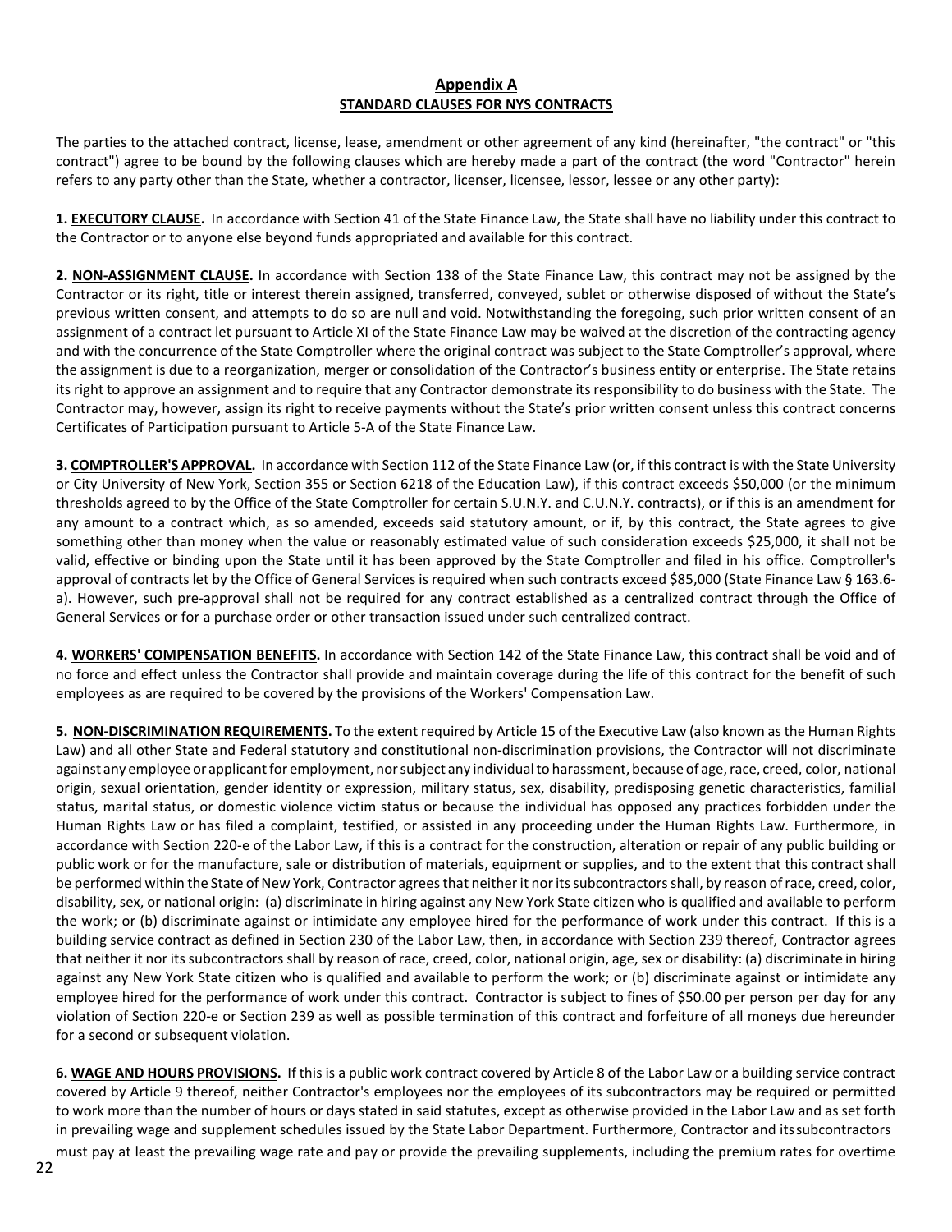## Appendix A

### STANDARD CLAUSES FOR NYS CONTRACTS

The parties to the attached contract, license, lease, amendment or other agreement of any kind (hereinafter, "the contract" or "this contract") agree to be bound by the following clauses which are hereby made a part of the contract (the word "Contractor" herein refers to any party other than the State, whether a contractor, licenser, licensee, lessor, lessee or any other party):

**1. EXECUTORY CLAUSE.** In accordance with Section 41 of the State Finance Law, the State shall have no liability under this contract to the Contractor or to anyone else beyond funds appropriated and available for this contract.

**2. NON-ASSIGNMENT CLAUSE.** In accordance with Section 138 of the State Finance Law, this contract may not be assigned by the Contractor or its right, title or interest therein assigned, transferred, conveyed, sublet or otherwise disposed of without the State's previous written consent, and attempts to do so are null and void. Notwithstanding the foregoing, such prior written consent of an assignment of a contract let pursuant to Article XI of the State Finance Law may be waived at the discretion of the contracting agency and with the concurrence of the State Comptroller where the original contract was subject to the State Comptroller's approval, where the assignment is due to a reorganization, merger or consolidation of the Contractor's business entity or enterprise. The State retains its right to approve an assignment and to require that any Contractor demonstrate its responsibility to do business with the State. The Contractor may, however, assign its right to receive payments without the State's prior written consent unless this contract concerns Certificates of Participation pursuant to Article 5-A of the State Finance Law.

**3. COMPTROLLER'S APPROVAL.** In accordance with Section 112 of the State Finance Law (or, if this contract is with the State University or City University of New York, Section 355 or Section 6218 of the Education Law), if this contract exceeds $50,000 (or the minimum thresholds agreed to by the Office of the State Comptroller for certain S.U.N.Y. and C.U.N.Y. contracts), or if this is an amendment for any amount to a contract which, as so amended, exceeds said statutory amount, or if, by this contract, the State agrees to give something other than money when the value or reasonably estimated value of such consideration exceeds $25,000, it shall not be valid, effective or binding upon the State until it has been approved by the State Comptroller and filed in his office. Comptroller's approval of contracts let by the Office of General Services is required when such contracts exceed $85,000 (State Finance Law § 163.6-a). However, such pre-approval shall not be required for any contract established as a centralized contract through the Office of General Services or for a purchase order or other transaction issued under such centralized contract.

**4. WORKERS' COMPENSATION BENEFITS.** In accordance with Section 142 of the State Finance Law, this contract shall be void and of no force and effect unless the Contractor shall provide and maintain coverage during the life of this contract for the benefit of such employees as are required to be covered by the provisions of the Workers' Compensation Law.

**5. NON-DISCRIMINATION REQUIREMENTS.** To the extent required by Article 15 of the Executive Law (also known as the Human Rights Law) and all other State and Federal statutory and constitutional non-discrimination provisions, the Contractor will not discriminate against any employee or applicant for employment, nor subject any individual to harassment, because of age, race, creed, color, national origin, sexual orientation, gender identity or expression, military status, sex, disability, predisposing genetic characteristics, familial status, marital status, or domestic violence victim status or because the individual has opposed any practices forbidden under the Human Rights Law or has filed a complaint, testified, or assisted in any proceeding under the Human Rights Law. Furthermore, in accordance with Section 220-e of the Labor Law, if this is a contract for the construction, alteration or repair of any public building or public work or for the manufacture, sale or distribution of materials, equipment or supplies, and to the extent that this contract shall be performed within the State of New York, Contractor agrees that neither it nor its subcontractors shall, by reason of race, creed, color, disability, sex, or national origin: (a) discriminate in hiring against any New York State citizen who is qualified and available to perform the work; or (b) discriminate against or intimidate any employee hired for the performance of work under this contract. If this is a building service contract as defined in Section 230 of the Labor Law, then, in accordance with Section 239 thereof, Contractor agrees that neither it nor its subcontractors shall by reason of race, creed, color, national origin, age, sex or disability: (a) discriminate in hiring against any New York State citizen who is qualified and available to perform the work; or (b) discriminate against or intimidate any employee hired for the performance of work under this contract. Contractor is subject to fines of $50.00 per person per day for any violation of Section 220-e or Section 239 as well as possible termination of this contract and forfeiture of all moneys due hereunder for a second or subsequent violation.

**6. WAGE AND HOURS PROVISIONS.** If this is a public work contract covered by Article 8 of the Labor Law or a building service contract covered by Article 9 thereof, neither Contractor's employees nor the employees of its subcontractors may be required or permitted to work more than the number of hours or days stated in said statutes, except as otherwise provided in the Labor Law and as set forth in prevailing wage and supplement schedules issued by the State Labor Department. Furthermore, Contractor and its subcontractors must pay at least the prevailing wage rate and pay or provide the prevailing supplements, including the premium rates for overtime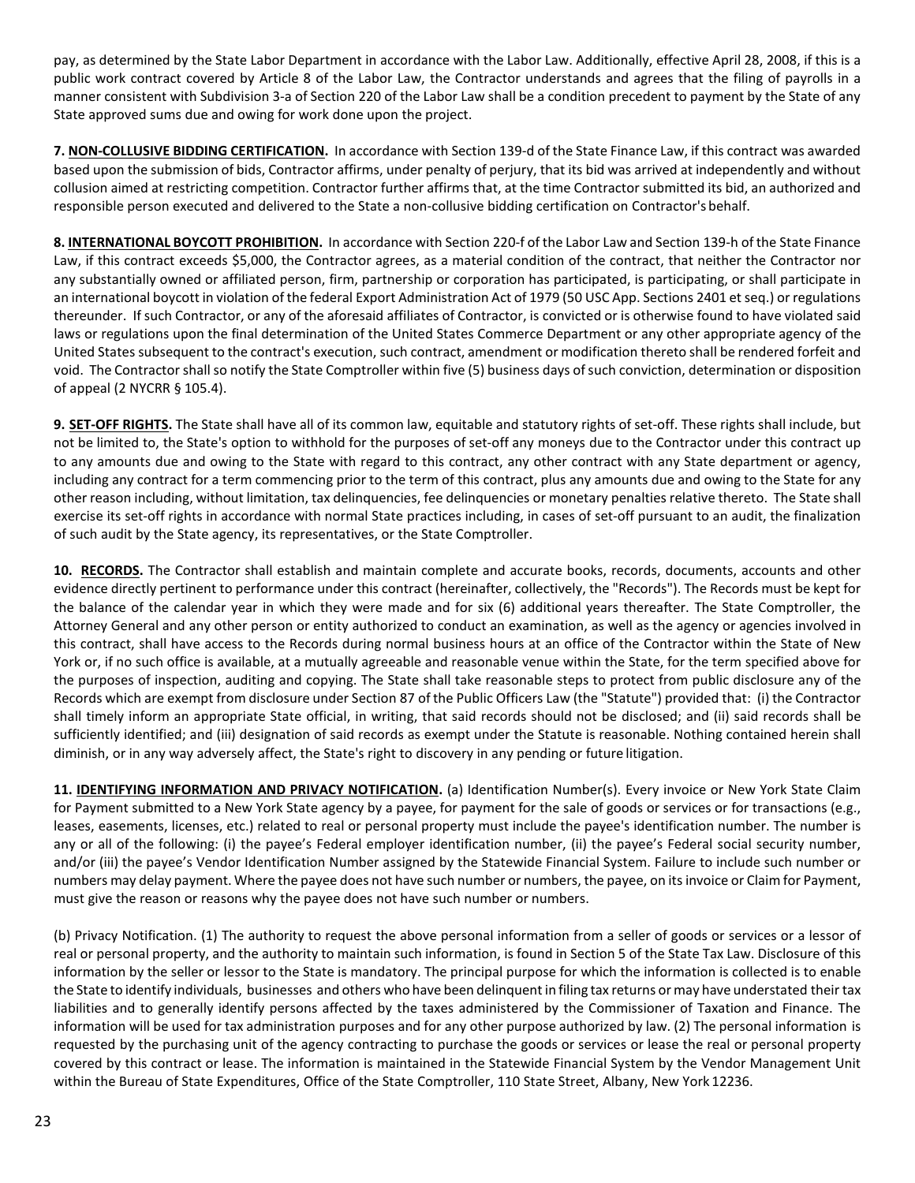pay, as determined by the State Labor Department in accordance with the Labor Law. Additionally, effective April 28, 2008, if this is a public work contract covered by Article 8 of the Labor Law, the Contractor understands and agrees that the filing of payrolls in a manner consistent with Subdivision 3-a of Section 220 of the Labor Law shall be a condition precedent to payment by the State of any State approved sums due and owing for work done upon the project.

**7. NON-COLLUSIVE BIDDING CERTIFICATION.** In accordance with Section 139-d of the State Finance Law, if this contract was awarded based upon the submission of bids, Contractor affirms, under penalty of perjury, that its bid was arrived at independently and without collusion aimed at restricting competition. Contractor further affirms that, at the time Contractor submitted its bid, an authorized and responsible person executed and delivered to the State a non-collusive bidding certification on Contractor's behalf.

**8. INTERNATIONAL BOYCOTT PROHIBITION.** In accordance with Section 220-f of the Labor Law and Section 139-h of the State Finance Law, if this contract exceeds $5,000, the Contractor agrees, as a material condition of the contract, that neither the Contractor nor any substantially owned or affiliated person, firm, partnership or corporation has participated, is participating, or shall participate in an international boycott in violation of the federal Export Administration Act of 1979 (50 USC App. Sections 2401 et seq.) or regulations thereunder. If such Contractor, or any of the aforesaid affiliates of Contractor, is convicted or is otherwise found to have violated said laws or regulations upon the final determination of the United States Commerce Department or any other appropriate agency of the United States subsequent to the contract's execution, such contract, amendment or modification thereto shall be rendered forfeit and void. The Contractor shall so notify the State Comptroller within five (5) business days of such conviction, determination or disposition of appeal (2 NYCRR § 105.4).

**9. SET-OFF RIGHTS.** The State shall have all of its common law, equitable and statutory rights of set-off. These rights shall include, but not be limited to, the State's option to withhold for the purposes of set-off any moneys due to the Contractor under this contract up to any amounts due and owing to the State with regard to this contract, any other contract with any State department or agency, including any contract for a term commencing prior to the term of this contract, plus any amounts due and owing to the State for any other reason including, without limitation, tax delinquencies, fee delinquencies or monetary penalties relative thereto. The State shall exercise its set-off rights in accordance with normal State practices including, in cases of set-off pursuant to an audit, the finalization of such audit by the State agency, its representatives, or the State Comptroller.

**10. RECORDS.** The Contractor shall establish and maintain complete and accurate books, records, documents, accounts and other evidence directly pertinent to performance under this contract (hereinafter, collectively, the "Records"). The Records must be kept for the balance of the calendar year in which they were made and for six (6) additional years thereafter. The State Comptroller, the Attorney General and any other person or entity authorized to conduct an examination, as well as the agency or agencies involved in this contract, shall have access to the Records during normal business hours at an office of the Contractor within the State of New York or, if no such office is available, at a mutually agreeable and reasonable venue within the State, for the term specified above for the purposes of inspection, auditing and copying. The State shall take reasonable steps to protect from public disclosure any of the Records which are exempt from disclosure under Section 87 of the Public Officers Law (the "Statute") provided that: (i) the Contractor shall timely inform an appropriate State official, in writing, that said records should not be disclosed; and (ii) said records shall be sufficiently identified; and (iii) designation of said records as exempt under the Statute is reasonable. Nothing contained herein shall diminish, or in any way adversely affect, the State's right to discovery in any pending or future litigation.

**11. IDENTIFYING INFORMATION AND PRIVACY NOTIFICATION.** (a) Identification Number(s). Every invoice or New York State Claim for Payment submitted to a New York State agency by a payee, for payment for the sale of goods or services or for transactions (e.g., leases, easements, licenses, etc.) related to real or personal property must include the payee's identification number. The number is any or all of the following: (i) the payee's Federal employer identification number, (ii) the payee's Federal social security number, and/or (iii) the payee's Vendor Identification Number assigned by the Statewide Financial System. Failure to include such number or numbers may delay payment. Where the payee does not have such number or numbers, the payee, on its invoice or Claim for Payment, must give the reason or reasons why the payee does not have such number or numbers.

(b) Privacy Notification. (1) The authority to request the above personal information from a seller of goods or services or a lessor of real or personal property, and the authority to maintain such information, is found in Section 5 of the State Tax Law. Disclosure of this information by the seller or lessor to the State is mandatory. The principal purpose for which the information is collected is to enable the State to identify individuals, businesses and others who have been delinquent in filing tax returns or may have understated their tax liabilities and to generally identify persons affected by the taxes administered by the Commissioner of Taxation and Finance. The information will be used for tax administration purposes and for any other purpose authorized by law. (2) The personal information is requested by the purchasing unit of the agency contracting to purchase the goods or services or lease the real or personal property covered by this contract or lease. The information is maintained in the Statewide Financial System by the Vendor Management Unit within the Bureau of State Expenditures, Office of the State Comptroller, 110 State Street, Albany, New York 12236.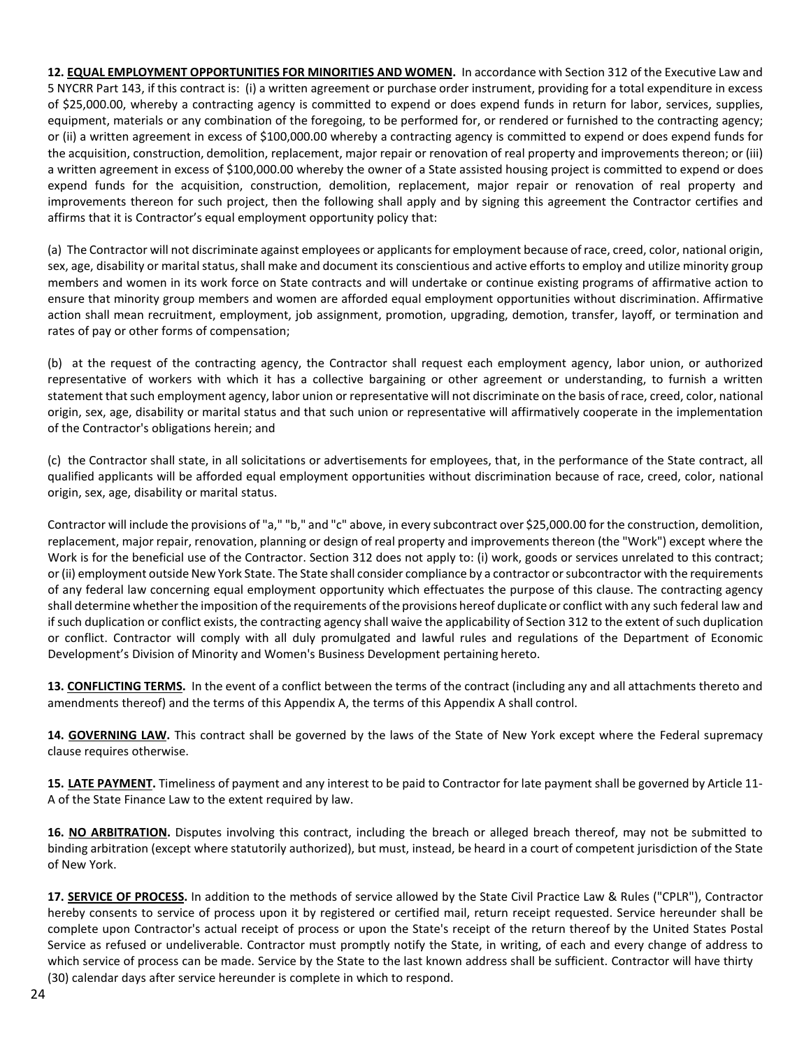**12. <u>EQUAL EMPLOYMENT OPPORTUNITIES FOR MINORITIES AND WOMEN</u>.** In accordance with Section 312 of the Executive Law and 5 NYCRR Part 143, if this contract is: (i) a written agreement or purchase order instrument, providing for a total expenditure in excess of $25,000.00, whereby a contracting agency is committed to expend or does expend funds in return for labor, services, supplies, equipment, materials or any combination of the foregoing, to be performed for, or rendered or furnished to the contracting agency; or (ii) a written agreement in excess of $100,000.00 whereby a contracting agency is committed to expend or does expend funds for the acquisition, construction, demolition, replacement, major repair or renovation of real property and improvements thereon; or (iii) a written agreement in excess of $100,000.00 whereby the owner of a State assisted housing project is committed to expend or does expend funds for the acquisition, construction, demolition, replacement, major repair or renovation of real property and improvements thereon for such project, then the following shall apply and by signing this agreement the Contractor certifies and affirms that it is Contractor's equal employment opportunity policy that:

(a) The Contractor will not discriminate against employees or applicants for employment because of race, creed, color, national origin, sex, age, disability or marital status, shall make and document its conscientious and active efforts to employ and utilize minority group members and women in its work force on State contracts and will undertake or continue existing programs of affirmative action to ensure that minority group members and women are afforded equal employment opportunities without discrimination. Affirmative action shall mean recruitment, employment, job assignment, promotion, upgrading, demotion, transfer, layoff, or termination and rates of pay or other forms of compensation;

(b) at the request of the contracting agency, the Contractor shall request each employment agency, labor union, or authorized representative of workers with which it has a collective bargaining or other agreement or understanding, to furnish a written statement that such employment agency, labor union or representative will not discriminate on the basis of race, creed, color, national origin, sex, age, disability or marital status and that such union or representative will affirmatively cooperate in the implementation of the Contractor's obligations herein; and

(c) the Contractor shall state, in all solicitations or advertisements for employees, that, in the performance of the State contract, all qualified applicants will be afforded equal employment opportunities without discrimination because of race, creed, color, national origin, sex, age, disability or marital status.

Contractor will include the provisions of "a," "b," and "c" above, in every subcontract over $25,000.00 for the construction, demolition, replacement, major repair, renovation, planning or design of real property and improvements thereon (the "Work") except where the Work is for the beneficial use of the Contractor. Section 312 does not apply to: (i) work, goods or services unrelated to this contract; or (ii) employment outside New York State. The State shall consider compliance by a contractor or subcontractor with the requirements of any federal law concerning equal employment opportunity which effectuates the purpose of this clause. The contracting agency shall determine whether the imposition of the requirements of the provisions hereof duplicate or conflict with any such federal law and if such duplication or conflict exists, the contracting agency shall waive the applicability of Section 312 to the extent of such duplication or conflict. Contractor will comply with all duly promulgated and lawful rules and regulations of the Department of Economic Development's Division of Minority and Women's Business Development pertaining hereto.

**13. <u>CONFLICTING TERMS</u>.** In the event of a conflict between the terms of the contract (including any and all attachments thereto and amendments thereof) and the terms of this Appendix A, the terms of this Appendix A shall control.

**14. <u>GOVERNING LAW</u>.** This contract shall be governed by the laws of the State of New York except where the Federal supremacy clause requires otherwise.

**15. <u>LATE PAYMENT</u>.** Timeliness of payment and any interest to be paid to Contractor for late payment shall be governed by Article 11-A of the State Finance Law to the extent required by law.

**16. <u>NO ARBITRATION</u>.** Disputes involving this contract, including the breach or alleged breach thereof, may not be submitted to binding arbitration (except where statutorily authorized), but must, instead, be heard in a court of competent jurisdiction of the State of New York.

**17. <u>SERVICE OF PROCESS</u>.** In addition to the methods of service allowed by the State Civil Practice Law & Rules ("CPLR"), Contractor hereby consents to service of process upon it by registered or certified mail, return receipt requested. Service hereunder shall be complete upon Contractor's actual receipt of process or upon the State's receipt of the return thereof by the United States Postal Service as refused or undeliverable. Contractor must promptly notify the State, in writing, of each and every change of address to which service of process can be made. Service by the State to the last known address shall be sufficient. Contractor will have thirty (30) calendar days after service hereunder is complete in which to respond.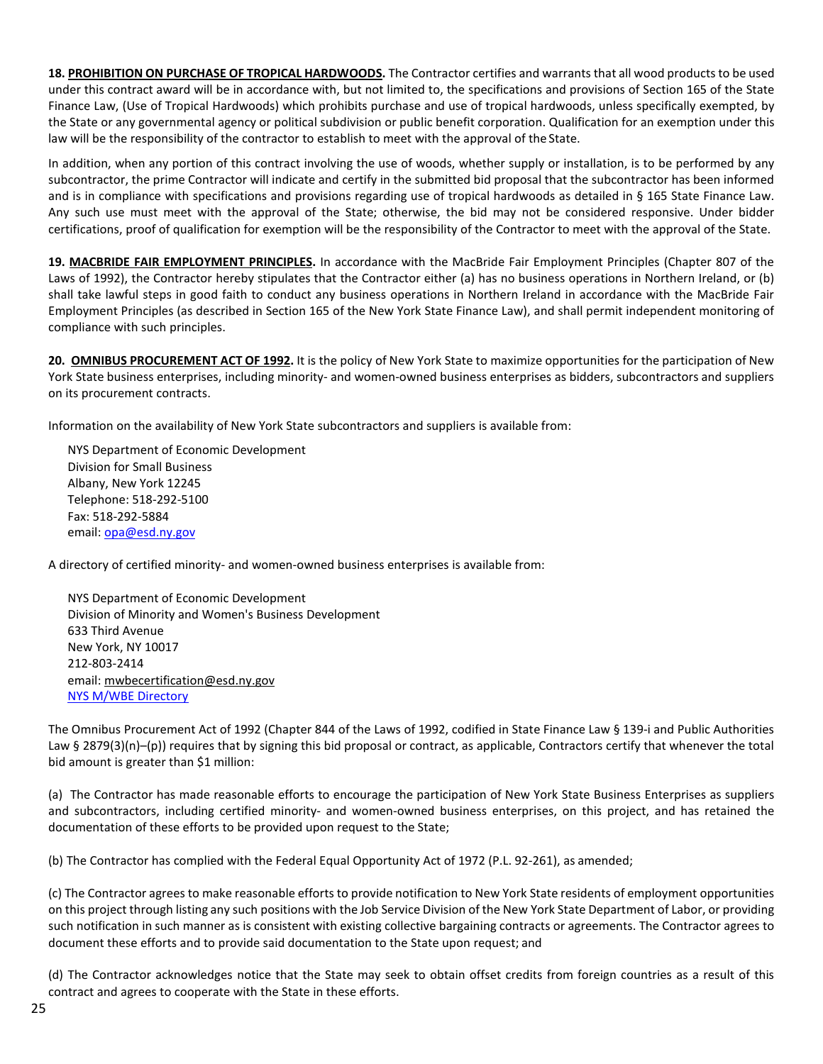**18. PROHIBITION ON PURCHASE OF TROPICAL HARDWOODS.** The Contractor certifies and warrants that all wood products to be used under this contract award will be in accordance with, but not limited to, the specifications and provisions of Section 165 of the State Finance Law, (Use of Tropical Hardwoods) which prohibits purchase and use of tropical hardwoods, unless specifically exempted, by the State or any governmental agency or political subdivision or public benefit corporation. Qualification for an exemption under this law will be the responsibility of the contractor to establish to meet with the approval of the State.

In addition, when any portion of this contract involving the use of woods, whether supply or installation, is to be performed by any subcontractor, the prime Contractor will indicate and certify in the submitted bid proposal that the subcontractor has been informed and is in compliance with specifications and provisions regarding use of tropical hardwoods as detailed in § 165 State Finance Law. Any such use must meet with the approval of the State; otherwise, the bid may not be considered responsive. Under bidder certifications, proof of qualification for exemption will be the responsibility of the Contractor to meet with the approval of the State.

**19. MACBRIDE FAIR EMPLOYMENT PRINCIPLES.** In accordance with the MacBride Fair Employment Principles (Chapter 807 of the Laws of 1992), the Contractor hereby stipulates that the Contractor either (a) has no business operations in Northern Ireland, or (b) shall take lawful steps in good faith to conduct any business operations in Northern Ireland in accordance with the MacBride Fair Employment Principles (as described in Section 165 of the New York State Finance Law), and shall permit independent monitoring of compliance with such principles.

**20. OMNIBUS PROCUREMENT ACT OF 1992.** It is the policy of New York State to maximize opportunities for the participation of New York State business enterprises, including minority- and women-owned business enterprises as bidders, subcontractors and suppliers on its procurement contracts.

Information on the availability of New York State subcontractors and suppliers is available from:

NYS Department of Economic Development
Division for Small Business
Albany, New York 12245
Telephone: 518-292-5100
Fax: 518-292-5884
email: opa@esd.ny.gov

A directory of certified minority- and women-owned business enterprises is available from:

NYS Department of Economic Development
Division of Minority and Women's Business Development
633 Third Avenue
New York, NY 10017
212-803-2414
email: mwbecertification@esd.ny.gov
NYS M/WBE Directory

The Omnibus Procurement Act of 1992 (Chapter 844 of the Laws of 1992, codified in State Finance Law § 139-i and Public Authorities Law § 2879(3)(n)–(p)) requires that by signing this bid proposal or contract, as applicable, Contractors certify that whenever the total bid amount is greater than $1 million:

(a) The Contractor has made reasonable efforts to encourage the participation of New York State Business Enterprises as suppliers and subcontractors, including certified minority- and women-owned business enterprises, on this project, and has retained the documentation of these efforts to be provided upon request to the State;

(b) The Contractor has complied with the Federal Equal Opportunity Act of 1972 (P.L. 92-261), as amended;

(c) The Contractor agrees to make reasonable efforts to provide notification to New York State residents of employment opportunities on this project through listing any such positions with the Job Service Division of the New York State Department of Labor, or providing such notification in such manner as is consistent with existing collective bargaining contracts or agreements. The Contractor agrees to document these efforts and to provide said documentation to the State upon request; and

(d) The Contractor acknowledges notice that the State may seek to obtain offset credits from foreign countries as a result of this contract and agrees to cooperate with the State in these efforts.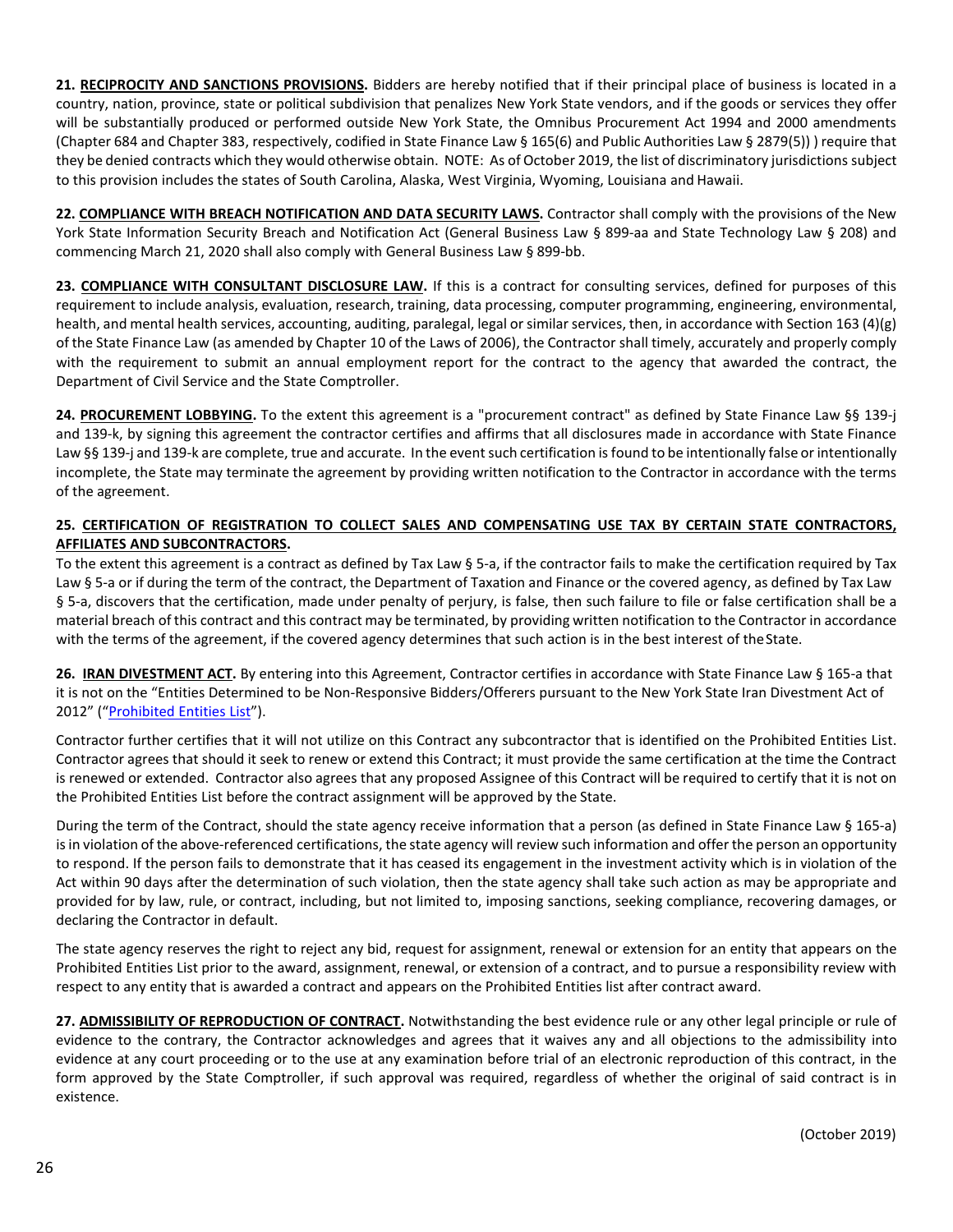**21. <u>RECIPROCITY AND SANCTIONS PROVISIONS</u>.** Bidders are hereby notified that if their principal place of business is located in a country, nation, province, state or political subdivision that penalizes New York State vendors, and if the goods or services they offer will be substantially produced or performed outside New York State, the Omnibus Procurement Act 1994 and 2000 amendments (Chapter 684 and Chapter 383, respectively, codified in State Finance Law § 165(6) and Public Authorities Law § 2879(5)) ) require that they be denied contracts which they would otherwise obtain. NOTE: As of October 2019, the list of discriminatory jurisdictions subject to this provision includes the states of South Carolina, Alaska, West Virginia, Wyoming, Louisiana and Hawaii.

**22. <u>COMPLIANCE WITH BREACH NOTIFICATION AND DATA SECURITY LAWS</u>.** Contractor shall comply with the provisions of the New York State Information Security Breach and Notification Act (General Business Law § 899-aa and State Technology Law § 208) and commencing March 21, 2020 shall also comply with General Business Law § 899-bb.

**23. <u>COMPLIANCE WITH CONSULTANT DISCLOSURE LAW</u>.** If this is a contract for consulting services, defined for purposes of this requirement to include analysis, evaluation, research, training, data processing, computer programming, engineering, environmental, health, and mental health services, accounting, auditing, paralegal, legal or similar services, then, in accordance with Section 163 (4)(g) of the State Finance Law (as amended by Chapter 10 of the Laws of 2006), the Contractor shall timely, accurately and properly comply with the requirement to submit an annual employment report for the contract to the agency that awarded the contract, the Department of Civil Service and the State Comptroller.

**24. <u>PROCUREMENT LOBBYING</u>.** To the extent this agreement is a "procurement contract" as defined by State Finance Law §§ 139-j and 139-k, by signing this agreement the contractor certifies and affirms that all disclosures made in accordance with State Finance Law §§ 139-j and 139-k are complete, true and accurate. In the event such certification is found to be intentionally false or intentionally incomplete, the State may terminate the agreement by providing written notification to the Contractor in accordance with the terms of the agreement.

**25. <u>CERTIFICATION OF REGISTRATION TO COLLECT SALES AND COMPENSATING USE TAX BY CERTAIN STATE CONTRACTORS, AFFILIATES AND SUBCONTRACTORS</u>.**

To the extent this agreement is a contract as defined by Tax Law § 5-a, if the contractor fails to make the certification required by Tax Law § 5-a or if during the term of the contract, the Department of Taxation and Finance or the covered agency, as defined by Tax Law § 5-a, discovers that the certification, made under penalty of perjury, is false, then such failure to file or false certification shall be a material breach of this contract and this contract may be terminated, by providing written notification to the Contractor in accordance with the terms of the agreement, if the covered agency determines that such action is in the best interest of the State.

**26. <u>IRAN DIVESTMENT ACT</u>.** By entering into this Agreement, Contractor certifies in accordance with State Finance Law § 165-a that it is not on the "Entities Determined to be Non-Responsive Bidders/Offerers pursuant to the New York State Iran Divestment Act of 2012" ("Prohibited Entities List").

Contractor further certifies that it will not utilize on this Contract any subcontractor that is identified on the Prohibited Entities List. Contractor agrees that should it seek to renew or extend this Contract; it must provide the same certification at the time the Contract is renewed or extended. Contractor also agrees that any proposed Assignee of this Contract will be required to certify that it is not on the Prohibited Entities List before the contract assignment will be approved by the State.

During the term of the Contract, should the state agency receive information that a person (as defined in State Finance Law § 165-a) is in violation of the above-referenced certifications, the state agency will review such information and offer the person an opportunity to respond. If the person fails to demonstrate that it has ceased its engagement in the investment activity which is in violation of the Act within 90 days after the determination of such violation, then the state agency shall take such action as may be appropriate and provided for by law, rule, or contract, including, but not limited to, imposing sanctions, seeking compliance, recovering damages, or declaring the Contractor in default.

The state agency reserves the right to reject any bid, request for assignment, renewal or extension for an entity that appears on the Prohibited Entities List prior to the award, assignment, renewal, or extension of a contract, and to pursue a responsibility review with respect to any entity that is awarded a contract and appears on the Prohibited Entities list after contract award.

**27. <u>ADMISSIBILITY OF REPRODUCTION OF CONTRACT</u>.** Notwithstanding the best evidence rule or any other legal principle or rule of evidence to the contrary, the Contractor acknowledges and agrees that it waives any and all objections to the admissibility into evidence at any court proceeding or to the use at any examination before trial of an electronic reproduction of this contract, in the form approved by the State Comptroller, if such approval was required, regardless of whether the original of said contract is in existence.

(October 2019)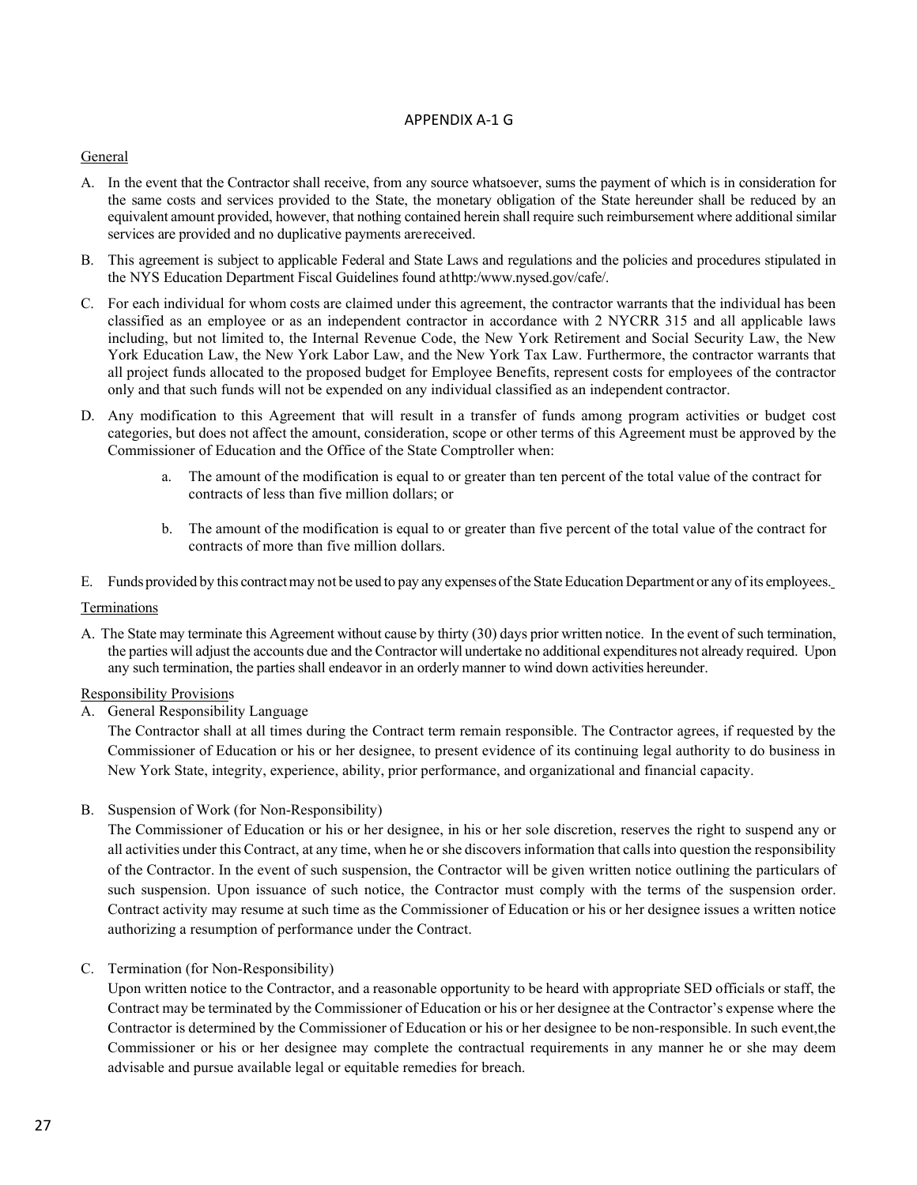# APPENDIX A-1 G

General

A. In the event that the Contractor shall receive, from any source whatsoever, sums the payment of which is in consideration for the same costs and services provided to the State, the monetary obligation of the State hereunder shall be reduced by an equivalent amount provided, however, that nothing contained herein shall require such reimbursement where additional similar services are provided and no duplicative payments arereceived.

B. This agreement is subject to applicable Federal and State Laws and regulations and the policies and procedures stipulated in the NYS Education Department Fiscal Guidelines found athttp:/www.nysed.gov/cafe/.

C. For each individual for whom costs are claimed under this agreement, the contractor warrants that the individual has been classified as an employee or as an independent contractor in accordance with 2 NYCRR 315 and all applicable laws including, but not limited to, the Internal Revenue Code, the New York Retirement and Social Security Law, the New York Education Law, the New York Labor Law, and the New York Tax Law. Furthermore, the contractor warrants that all project funds allocated to the proposed budget for Employee Benefits, represent costs for employees of the contractor only and that such funds will not be expended on any individual classified as an independent contractor.

D. Any modification to this Agreement that will result in a transfer of funds among program activities or budget cost categories, but does not affect the amount, consideration, scope or other terms of this Agreement must be approved by the Commissioner of Education and the Office of the State Comptroller when:

   a. The amount of the modification is equal to or greater than ten percent of the total value of the contract for contracts of less than five million dollars; or

   b. The amount of the modification is equal to or greater than five percent of the total value of the contract for contracts of more than five million dollars.

E. Funds provided by this contract may not be used to pay any expenses of the State Education Department or any of its employees.

Terminations

A. The State may terminate this Agreement without cause by thirty (30) days prior written notice. In the event of such termination, the parties will adjust the accounts due and the Contractor will undertake no additional expenditures not already required. Upon any such termination, the parties shall endeavor in an orderly manner to wind down activities hereunder.

Responsibility Provisions

A. General Responsibility Language

The Contractor shall at all times during the Contract term remain responsible. The Contractor agrees, if requested by the Commissioner of Education or his or her designee, to present evidence of its continuing legal authority to do business in New York State, integrity, experience, ability, prior performance, and organizational and financial capacity.

B. Suspension of Work (for Non-Responsibility)

The Commissioner of Education or his or her designee, in his or her sole discretion, reserves the right to suspend any or all activities under this Contract, at any time, when he or she discovers information that calls into question the responsibility of the Contractor. In the event of such suspension, the Contractor will be given written notice outlining the particulars of such suspension. Upon issuance of such notice, the Contractor must comply with the terms of the suspension order. Contract activity may resume at such time as the Commissioner of Education or his or her designee issues a written notice authorizing a resumption of performance under the Contract.

C. Termination (for Non-Responsibility)

Upon written notice to the Contractor, and a reasonable opportunity to be heard with appropriate SED officials or staff, the Contract may be terminated by the Commissioner of Education or his or her designee at the Contractor's expense where the Contractor is determined by the Commissioner of Education or his or her designee to be non-responsible. In such event,the Commissioner or his or her designee may complete the contractual requirements in any manner he or she may deem advisable and pursue available legal or equitable remedies for breach.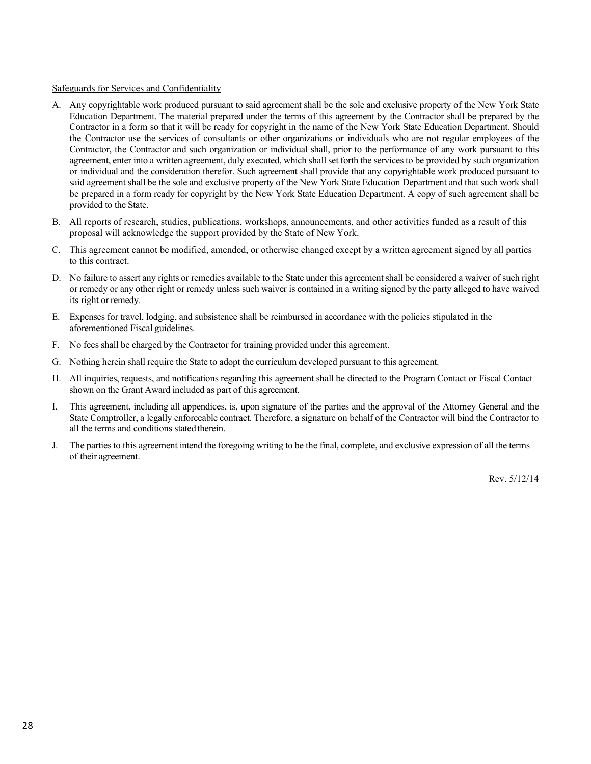<u>Safeguards for Services and Confidentiality</u>

A. Any copyrightable work produced pursuant to said agreement shall be the sole and exclusive property of the New York State Education Department. The material prepared under the terms of this agreement by the Contractor shall be prepared by the Contractor in a form so that it will be ready for copyright in the name of the New York State Education Department. Should the Contractor use the services of consultants or other organizations or individuals who are not regular employees of the Contractor, the Contractor and such organization or individual shall, prior to the performance of any work pursuant to this agreement, enter into a written agreement, duly executed, which shall set forth the services to be provided by such organization or individual and the consideration therefor. Such agreement shall provide that any copyrightable work produced pursuant to said agreement shall be the sole and exclusive property of the New York State Education Department and that such work shall be prepared in a form ready for copyright by the New York State Education Department. A copy of such agreement shall be provided to the State.

B. All reports of research, studies, publications, workshops, announcements, and other activities funded as a result of this proposal will acknowledge the support provided by the State of New York.

C. This agreement cannot be modified, amended, or otherwise changed except by a written agreement signed by all parties to this contract.

D. No failure to assert any rights or remedies available to the State under this agreement shall be considered a waiver of such right or remedy or any other right or remedy unless such waiver is contained in a writing signed by the party alleged to have waived its right or remedy.

E. Expenses for travel, lodging, and subsistence shall be reimbursed in accordance with the policies stipulated in the aforementioned Fiscal guidelines.

F. No fees shall be charged by the Contractor for training provided under this agreement.

G. Nothing herein shall require the State to adopt the curriculum developed pursuant to this agreement.

H. All inquiries, requests, and notifications regarding this agreement shall be directed to the Program Contact or Fiscal Contact shown on the Grant Award included as part of this agreement.

I. This agreement, including all appendices, is, upon signature of the parties and the approval of the Attorney General and the State Comptroller, a legally enforceable contract. Therefore, a signature on behalf of the Contractor will bind the Contractor to all the terms and conditions stated therein.

J. The parties to this agreement intend the foregoing writing to be the final, complete, and exclusive expression of all the terms of their agreement.

Rev. 5/12/14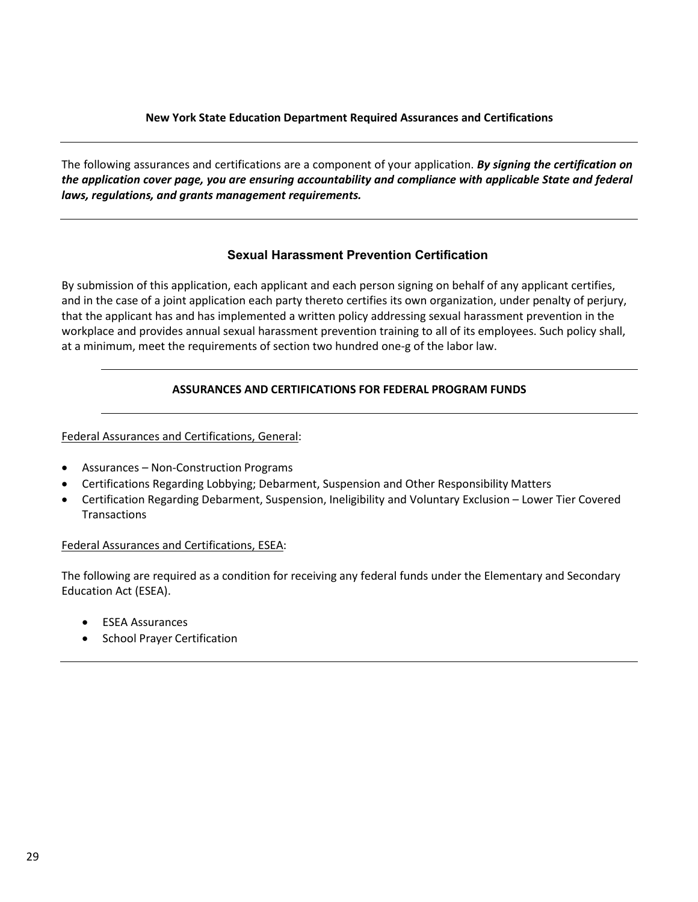## New York State Education Department Required Assurances and Certifications

---

The following assurances and certifications are a component of your application. ***By signing the certification on the application cover page, you are ensuring accountability and compliance with applicable State and federal laws, regulations, and grants management requirements.***

---

### Sexual Harassment Prevention Certification

By submission of this application, each applicant and each person signing on behalf of any applicant certifies, and in the case of a joint application each party thereto certifies its own organization, under penalty of perjury, that the applicant has and has implemented a written policy addressing sexual harassment prevention in the workplace and provides annual sexual harassment prevention training to all of its employees. Such policy shall, at a minimum, meet the requirements of section two hundred one-g of the labor law.

---

### ASSURANCES AND CERTIFICATIONS FOR FEDERAL PROGRAM FUNDS

---

Federal Assurances and Certifications, General:

- Assurances – Non-Construction Programs
- Certifications Regarding Lobbying; Debarment, Suspension and Other Responsibility Matters
- Certification Regarding Debarment, Suspension, Ineligibility and Voluntary Exclusion – Lower Tier Covered Transactions

Federal Assurances and Certifications, ESEA:

The following are required as a condition for receiving any federal funds under the Elementary and Secondary Education Act (ESEA).

- ESEA Assurances
- School Prayer Certification

---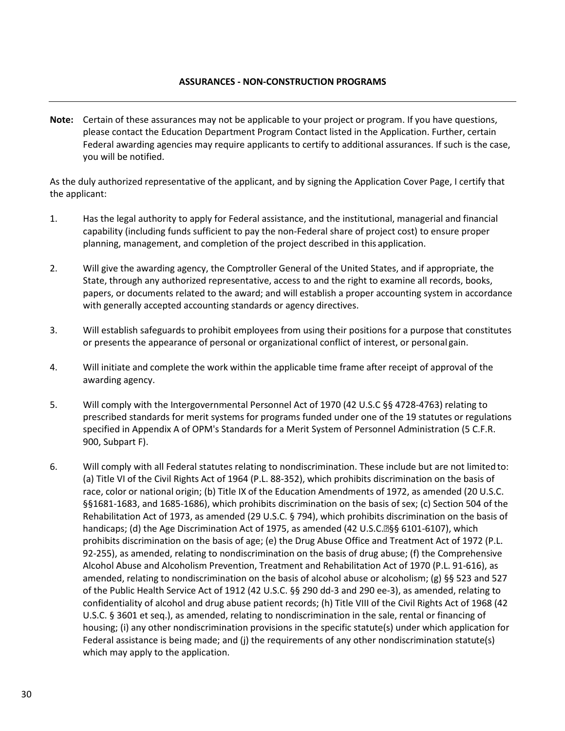## ASSURANCES - NON-CONSTRUCTION PROGRAMS

---

**Note:** Certain of these assurances may not be applicable to your project or program. If you have questions, please contact the Education Department Program Contact listed in the Application. Further, certain Federal awarding agencies may require applicants to certify to additional assurances. If such is the case, you will be notified.

As the duly authorized representative of the applicant, and by signing the Application Cover Page, I certify that the applicant:

1. Has the legal authority to apply for Federal assistance, and the institutional, managerial and financial capability (including funds sufficient to pay the non-Federal share of project cost) to ensure proper planning, management, and completion of the project described in this application.

2. Will give the awarding agency, the Comptroller General of the United States, and if appropriate, the State, through any authorized representative, access to and the right to examine all records, books, papers, or documents related to the award; and will establish a proper accounting system in accordance with generally accepted accounting standards or agency directives.

3. Will establish safeguards to prohibit employees from using their positions for a purpose that constitutes or presents the appearance of personal or organizational conflict of interest, or personal gain.

4. Will initiate and complete the work within the applicable time frame after receipt of approval of the awarding agency.

5. Will comply with the Intergovernmental Personnel Act of 1970 (42 U.S.C §§ 4728-4763) relating to prescribed standards for merit systems for programs funded under one of the 19 statutes or regulations specified in Appendix A of OPM's Standards for a Merit System of Personnel Administration (5 C.F.R. 900, Subpart F).

6. Will comply with all Federal statutes relating to nondiscrimination. These include but are not limited to: (a) Title VI of the Civil Rights Act of 1964 (P.L. 88-352), which prohibits discrimination on the basis of race, color or national origin; (b) Title IX of the Education Amendments of 1972, as amended (20 U.S.C. §§1681-1683, and 1685-1686), which prohibits discrimination on the basis of sex; (c) Section 504 of the Rehabilitation Act of 1973, as amended (29 U.S.C. § 794), which prohibits discrimination on the basis of handicaps; (d) the Age Discrimination Act of 1975, as amended (42 U.S.C. §§ 6101-6107), which prohibits discrimination on the basis of age; (e) the Drug Abuse Office and Treatment Act of 1972 (P.L. 92-255), as amended, relating to nondiscrimination on the basis of drug abuse; (f) the Comprehensive Alcohol Abuse and Alcoholism Prevention, Treatment and Rehabilitation Act of 1970 (P.L. 91-616), as amended, relating to nondiscrimination on the basis of alcohol abuse or alcoholism; (g) §§ 523 and 527 of the Public Health Service Act of 1912 (42 U.S.C. §§ 290 dd-3 and 290 ee-3), as amended, relating to confidentiality of alcohol and drug abuse patient records; (h) Title VIII of the Civil Rights Act of 1968 (42 U.S.C. § 3601 et seq.), as amended, relating to nondiscrimination in the sale, rental or financing of housing; (i) any other nondiscrimination provisions in the specific statute(s) under which application for Federal assistance is being made; and (j) the requirements of any other nondiscrimination statute(s) which may apply to the application.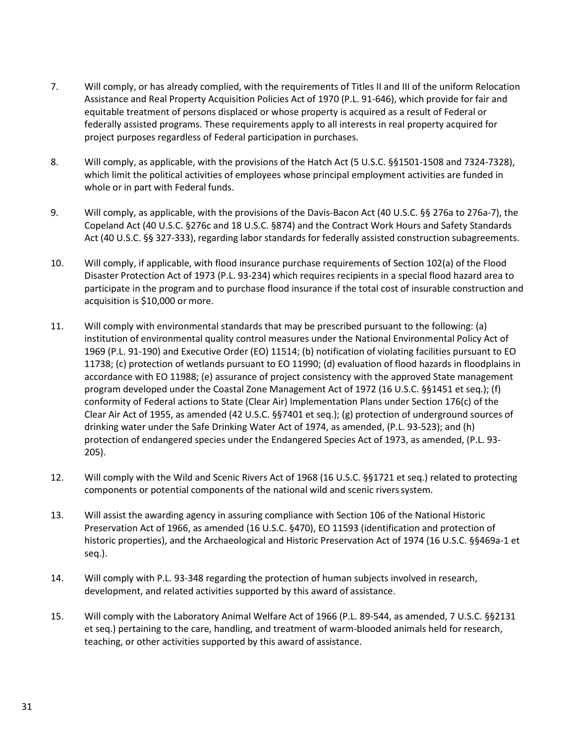7. Will comply, or has already complied, with the requirements of Titles II and III of the uniform Relocation Assistance and Real Property Acquisition Policies Act of 1970 (P.L. 91-646), which provide for fair and equitable treatment of persons displaced or whose property is acquired as a result of Federal or federally assisted programs. These requirements apply to all interests in real property acquired for project purposes regardless of Federal participation in purchases.

8. Will comply, as applicable, with the provisions of the Hatch Act (5 U.S.C. §§1501-1508 and 7324-7328), which limit the political activities of employees whose principal employment activities are funded in whole or in part with Federal funds.

9. Will comply, as applicable, with the provisions of the Davis-Bacon Act (40 U.S.C. §§ 276a to 276a-7), the Copeland Act (40 U.S.C. §276c and 18 U.S.C. §874) and the Contract Work Hours and Safety Standards Act (40 U.S.C. §§ 327-333), regarding labor standards for federally assisted construction subagreements.

10. Will comply, if applicable, with flood insurance purchase requirements of Section 102(a) of the Flood Disaster Protection Act of 1973 (P.L. 93-234) which requires recipients in a special flood hazard area to participate in the program and to purchase flood insurance if the total cost of insurable construction and acquisition is $10,000 or more.

11. Will comply with environmental standards that may be prescribed pursuant to the following: (a) institution of environmental quality control measures under the National Environmental Policy Act of 1969 (P.L. 91-190) and Executive Order (EO) 11514; (b) notification of violating facilities pursuant to EO 11738; (c) protection of wetlands pursuant to EO 11990; (d) evaluation of flood hazards in floodplains in accordance with EO 11988; (e) assurance of project consistency with the approved State management program developed under the Coastal Zone Management Act of 1972 (16 U.S.C. §§1451 et seq.); (f) conformity of Federal actions to State (Clear Air) Implementation Plans under Section 176(c) of the Clear Air Act of 1955, as amended (42 U.S.C. §§7401 et seq.); (g) protection of underground sources of drinking water under the Safe Drinking Water Act of 1974, as amended, (P.L. 93-523); and (h) protection of endangered species under the Endangered Species Act of 1973, as amended, (P.L. 93-205).

12. Will comply with the Wild and Scenic Rivers Act of 1968 (16 U.S.C. §§1721 et seq.) related to protecting components or potential components of the national wild and scenic rivers system.

13. Will assist the awarding agency in assuring compliance with Section 106 of the National Historic Preservation Act of 1966, as amended (16 U.S.C. §470), EO 11593 (identification and protection of historic properties), and the Archaeological and Historic Preservation Act of 1974 (16 U.S.C. §§469a-1 et seq.).

14. Will comply with P.L. 93-348 regarding the protection of human subjects involved in research, development, and related activities supported by this award of assistance.

15. Will comply with the Laboratory Animal Welfare Act of 1966 (P.L. 89-544, as amended, 7 U.S.C. §§2131 et seq.) pertaining to the care, handling, and treatment of warm-blooded animals held for research, teaching, or other activities supported by this award of assistance.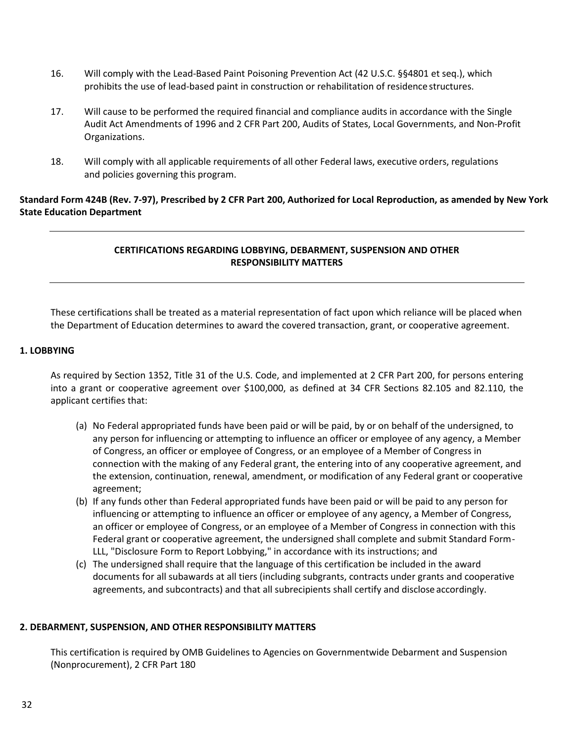16. Will comply with the Lead-Based Paint Poisoning Prevention Act (42 U.S.C. §§4801 et seq.), which prohibits the use of lead-based paint in construction or rehabilitation of residence structures.

17. Will cause to be performed the required financial and compliance audits in accordance with the Single Audit Act Amendments of 1996 and 2 CFR Part 200, Audits of States, Local Governments, and Non-Profit Organizations.

18. Will comply with all applicable requirements of all other Federal laws, executive orders, regulations and policies governing this program.

**Standard Form 424B (Rev. 7-97), Prescribed by 2 CFR Part 200, Authorized for Local Reproduction, as amended by New York State Education Department**

---

## CERTIFICATIONS REGARDING LOBBYING, DEBARMENT, SUSPENSION AND OTHER RESPONSIBILITY MATTERS

---

These certifications shall be treated as a material representation of fact upon which reliance will be placed when the Department of Education determines to award the covered transaction, grant, or cooperative agreement.

### 1. LOBBYING

As required by Section 1352, Title 31 of the U.S. Code, and implemented at 2 CFR Part 200, for persons entering into a grant or cooperative agreement over $100,000, as defined at 34 CFR Sections 82.105 and 82.110, the applicant certifies that:

(a) No Federal appropriated funds have been paid or will be paid, by or on behalf of the undersigned, to any person for influencing or attempting to influence an officer or employee of any agency, a Member of Congress, an officer or employee of Congress, or an employee of a Member of Congress in connection with the making of any Federal grant, the entering into of any cooperative agreement, and the extension, continuation, renewal, amendment, or modification of any Federal grant or cooperative agreement;

(b) If any funds other than Federal appropriated funds have been paid or will be paid to any person for influencing or attempting to influence an officer or employee of any agency, a Member of Congress, an officer or employee of Congress, or an employee of a Member of Congress in connection with this Federal grant or cooperative agreement, the undersigned shall complete and submit Standard Form-LLL, "Disclosure Form to Report Lobbying," in accordance with its instructions; and

(c) The undersigned shall require that the language of this certification be included in the award documents for all subawards at all tiers (including subgrants, contracts under grants and cooperative agreements, and subcontracts) and that all subrecipients shall certify and disclose accordingly.

### 2. DEBARMENT, SUSPENSION, AND OTHER RESPONSIBILITY MATTERS

This certification is required by OMB Guidelines to Agencies on Governmentwide Debarment and Suspension (Nonprocurement), 2 CFR Part 180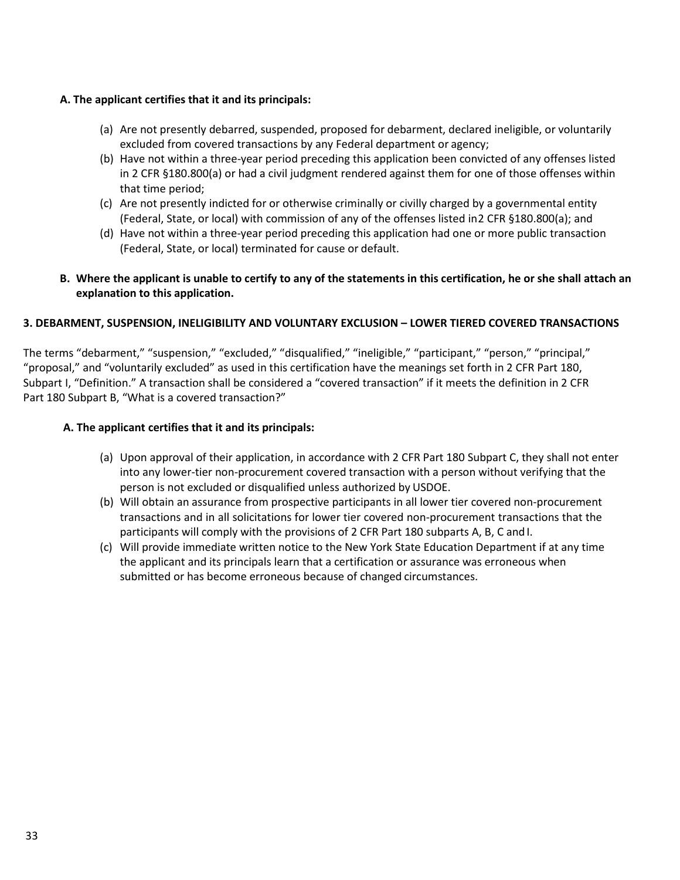**A. The applicant certifies that it and its principals:**

(a) Are not presently debarred, suspended, proposed for debarment, declared ineligible, or voluntarily excluded from covered transactions by any Federal department or agency;
(b) Have not within a three-year period preceding this application been convicted of any offenses listed in 2 CFR §180.800(a) or had a civil judgment rendered against them for one of those offenses within that time period;
(c) Are not presently indicted for or otherwise criminally or civilly charged by a governmental entity (Federal, State, or local) with commission of any of the offenses listed in2 CFR §180.800(a); and
(d) Have not within a three-year period preceding this application had one or more public transaction (Federal, State, or local) terminated for cause or default.

**B. Where the applicant is unable to certify to any of the statements in this certification, he or she shall attach an explanation to this application.**

**3. DEBARMENT, SUSPENSION, INELIGIBILITY AND VOLUNTARY EXCLUSION – LOWER TIERED COVERED TRANSACTIONS**

The terms “debarment,” “suspension,” “excluded,” “disqualified,” “ineligible,” “participant,” “person,” “principal,” “proposal,” and “voluntarily excluded” as used in this certification have the meanings set forth in 2 CFR Part 180, Subpart I, “Definition.” A transaction shall be considered a “covered transaction” if it meets the definition in 2 CFR Part 180 Subpart B, “What is a covered transaction?”

**A. The applicant certifies that it and its principals:**

(a) Upon approval of their application, in accordance with 2 CFR Part 180 Subpart C, they shall not enter into any lower-tier non-procurement covered transaction with a person without verifying that the person is not excluded or disqualified unless authorized by USDOE.
(b) Will obtain an assurance from prospective participants in all lower tier covered non-procurement transactions and in all solicitations for lower tier covered non-procurement transactions that the participants will comply with the provisions of 2 CFR Part 180 subparts A, B, C and I.
(c) Will provide immediate written notice to the New York State Education Department if at any time the applicant and its principals learn that a certification or assurance was erroneous when submitted or has become erroneous because of changed circumstances.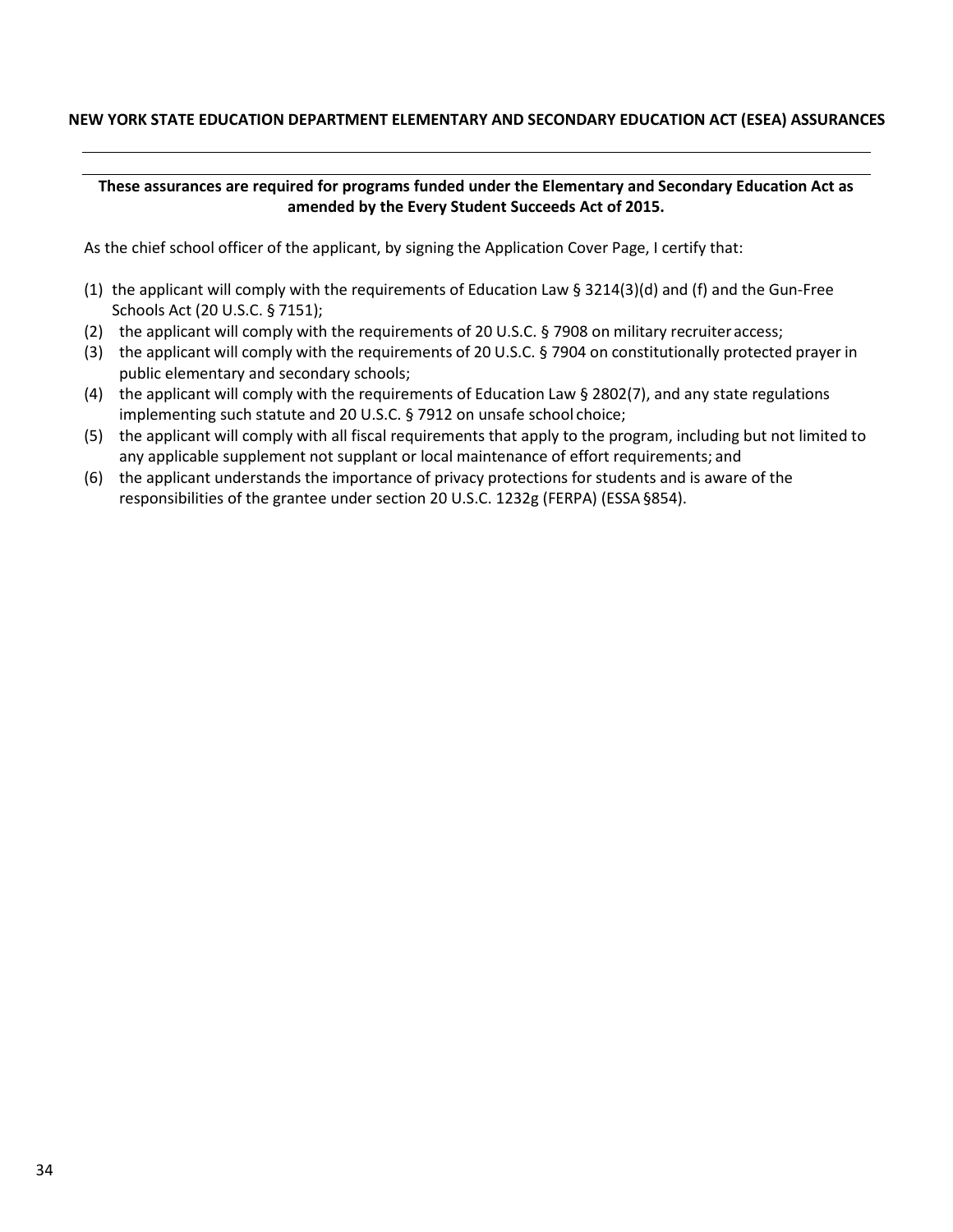## NEW YORK STATE EDUCATION DEPARTMENT ELEMENTARY AND SECONDARY EDUCATION ACT (ESEA) ASSURANCES

---

**These assurances are required for programs funded under the Elementary and Secondary Education Act as amended by the Every Student Succeeds Act of 2015.**

As the chief school officer of the applicant, by signing the Application Cover Page, I certify that:

(1) the applicant will comply with the requirements of Education Law § 3214(3)(d) and (f) and the Gun-Free Schools Act (20 U.S.C. § 7151);
(2) the applicant will comply with the requirements of 20 U.S.C. § 7908 on military recruiter access;
(3) the applicant will comply with the requirements of 20 U.S.C. § 7904 on constitutionally protected prayer in public elementary and secondary schools;
(4) the applicant will comply with the requirements of Education Law § 2802(7), and any state regulations implementing such statute and 20 U.S.C. § 7912 on unsafe school choice;
(5) the applicant will comply with all fiscal requirements that apply to the program, including but not limited to any applicable supplement not supplant or local maintenance of effort requirements; and
(6) the applicant understands the importance of privacy protections for students and is aware of the responsibilities of the grantee under section 20 U.S.C. 1232g (FERPA) (ESSA §854).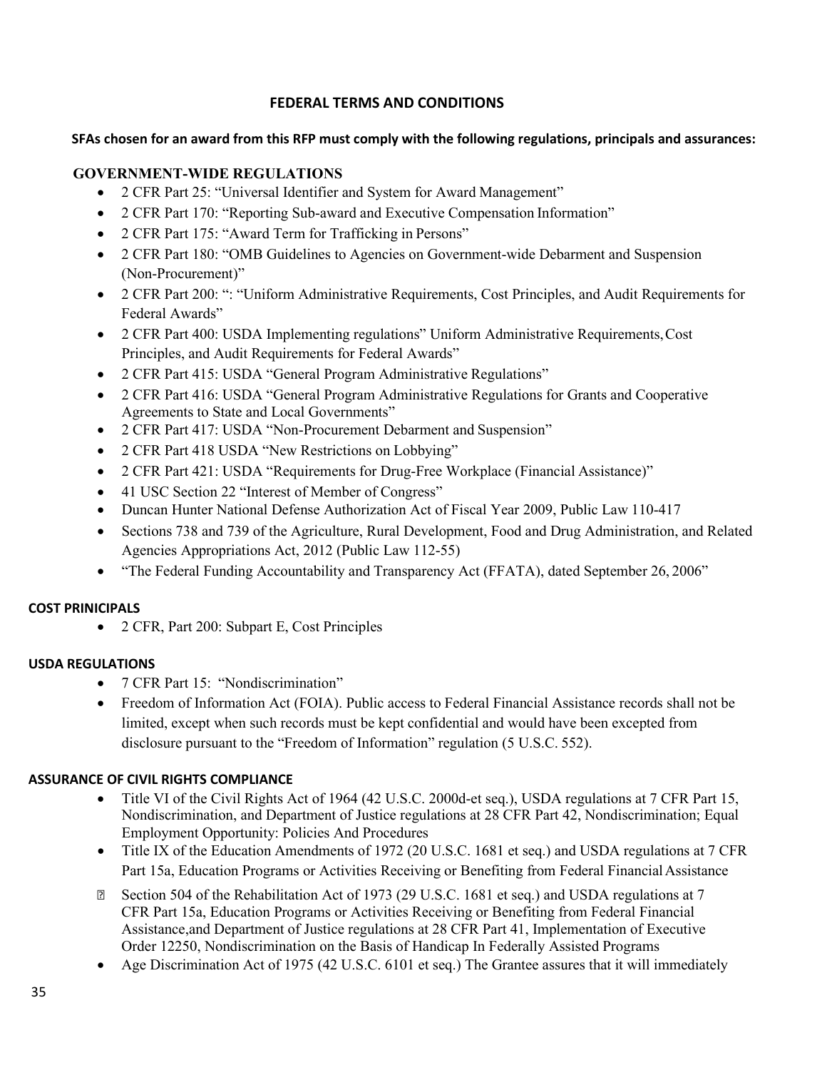## FEDERAL TERMS AND CONDITIONS

**SFAs chosen for an award from this RFP must comply with the following regulations, principals and assurances:**

### GOVERNMENT-WIDE REGULATIONS

- 2 CFR Part 25: "Universal Identifier and System for Award Management"
- 2 CFR Part 170: "Reporting Sub-award and Executive Compensation Information"
- 2 CFR Part 175: "Award Term for Trafficking in Persons"
- 2 CFR Part 180: "OMB Guidelines to Agencies on Government-wide Debarment and Suspension (Non-Procurement)"
- 2 CFR Part 200: ": "Uniform Administrative Requirements, Cost Principles, and Audit Requirements for Federal Awards"
- 2 CFR Part 400: USDA Implementing regulations" Uniform Administrative Requirements, Cost Principles, and Audit Requirements for Federal Awards"
- 2 CFR Part 415: USDA "General Program Administrative Regulations"
- 2 CFR Part 416: USDA "General Program Administrative Regulations for Grants and Cooperative Agreements to State and Local Governments"
- 2 CFR Part 417: USDA "Non-Procurement Debarment and Suspension"
- 2 CFR Part 418 USDA "New Restrictions on Lobbying"
- 2 CFR Part 421: USDA "Requirements for Drug-Free Workplace (Financial Assistance)"
- 41 USC Section 22 "Interest of Member of Congress"
- Duncan Hunter National Defense Authorization Act of Fiscal Year 2009, Public Law 110-417
- Sections 738 and 739 of the Agriculture, Rural Development, Food and Drug Administration, and Related Agencies Appropriations Act, 2012 (Public Law 112-55)
- "The Federal Funding Accountability and Transparency Act (FFATA), dated September 26, 2006"

### COST PRINICIPALS

- 2 CFR, Part 200: Subpart E, Cost Principles

### USDA REGULATIONS

- 7 CFR Part 15: "Nondiscrimination"
- Freedom of Information Act (FOIA). Public access to Federal Financial Assistance records shall not be limited, except when such records must be kept confidential and would have been excepted from disclosure pursuant to the "Freedom of Information" regulation (5 U.S.C. 552).

### ASSURANCE OF CIVIL RIGHTS COMPLIANCE

- Title VI of the Civil Rights Act of 1964 (42 U.S.C. 2000d-et seq.), USDA regulations at 7 CFR Part 15, Nondiscrimination, and Department of Justice regulations at 28 CFR Part 42, Nondiscrimination; Equal Employment Opportunity: Policies And Procedures
- Title IX of the Education Amendments of 1972 (20 U.S.C. 1681 et seq.) and USDA regulations at 7 CFR Part 15a, Education Programs or Activities Receiving or Benefiting from Federal Financial Assistance
- Section 504 of the Rehabilitation Act of 1973 (29 U.S.C. 1681 et seq.) and USDA regulations at 7 CFR Part 15a, Education Programs or Activities Receiving or Benefiting from Federal Financial Assistance,and Department of Justice regulations at 28 CFR Part 41, Implementation of Executive Order 12250, Nondiscrimination on the Basis of Handicap In Federally Assisted Programs
- Age Discrimination Act of 1975 (42 U.S.C. 6101 et seq.) The Grantee assures that it will immediately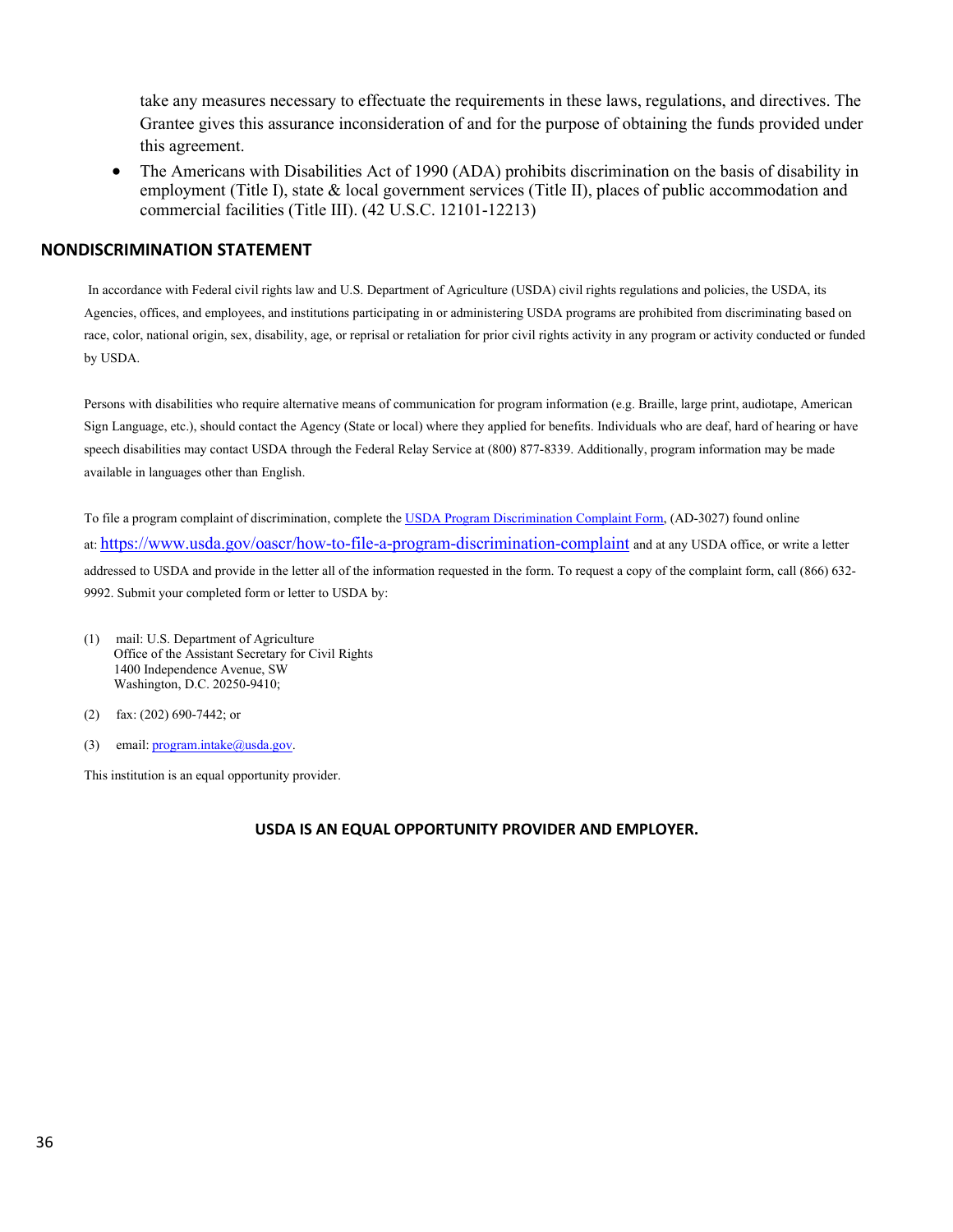take any measures necessary to effectuate the requirements in these laws, regulations, and directives. The Grantee gives this assurance inconsideration of and for the purpose of obtaining the funds provided under this agreement.

- The Americans with Disabilities Act of 1990 (ADA) prohibits discrimination on the basis of disability in employment (Title I), state & local government services (Title II), places of public accommodation and commercial facilities (Title III). (42 U.S.C. 12101-12213)

## NONDISCRIMINATION STATEMENT

In accordance with Federal civil rights law and U.S. Department of Agriculture (USDA) civil rights regulations and policies, the USDA, its Agencies, offices, and employees, and institutions participating in or administering USDA programs are prohibited from discriminating based on race, color, national origin, sex, disability, age, or reprisal or retaliation for prior civil rights activity in any program or activity conducted or funded by USDA.

Persons with disabilities who require alternative means of communication for program information (e.g. Braille, large print, audiotape, American Sign Language, etc.), should contact the Agency (State or local) where they applied for benefits. Individuals who are deaf, hard of hearing or have speech disabilities may contact USDA through the Federal Relay Service at (800) 877-8339. Additionally, program information may be made available in languages other than English.

To file a program complaint of discrimination, complete the USDA Program Discrimination Complaint Form, (AD-3027) found online at: https://www.usda.gov/oascr/how-to-file-a-program-discrimination-complaint and at any USDA office, or write a letter addressed to USDA and provide in the letter all of the information requested in the form. To request a copy of the complaint form, call (866) 632-9992. Submit your completed form or letter to USDA by:

(1) mail: U.S. Department of Agriculture
Office of the Assistant Secretary for Civil Rights
1400 Independence Avenue, SW
Washington, D.C. 20250-9410;

(2) fax: (202) 690-7442; or

(3) email: program.intake@usda.gov.

This institution is an equal opportunity provider.

**USDA IS AN EQUAL OPPORTUNITY PROVIDER AND EMPLOYER.**